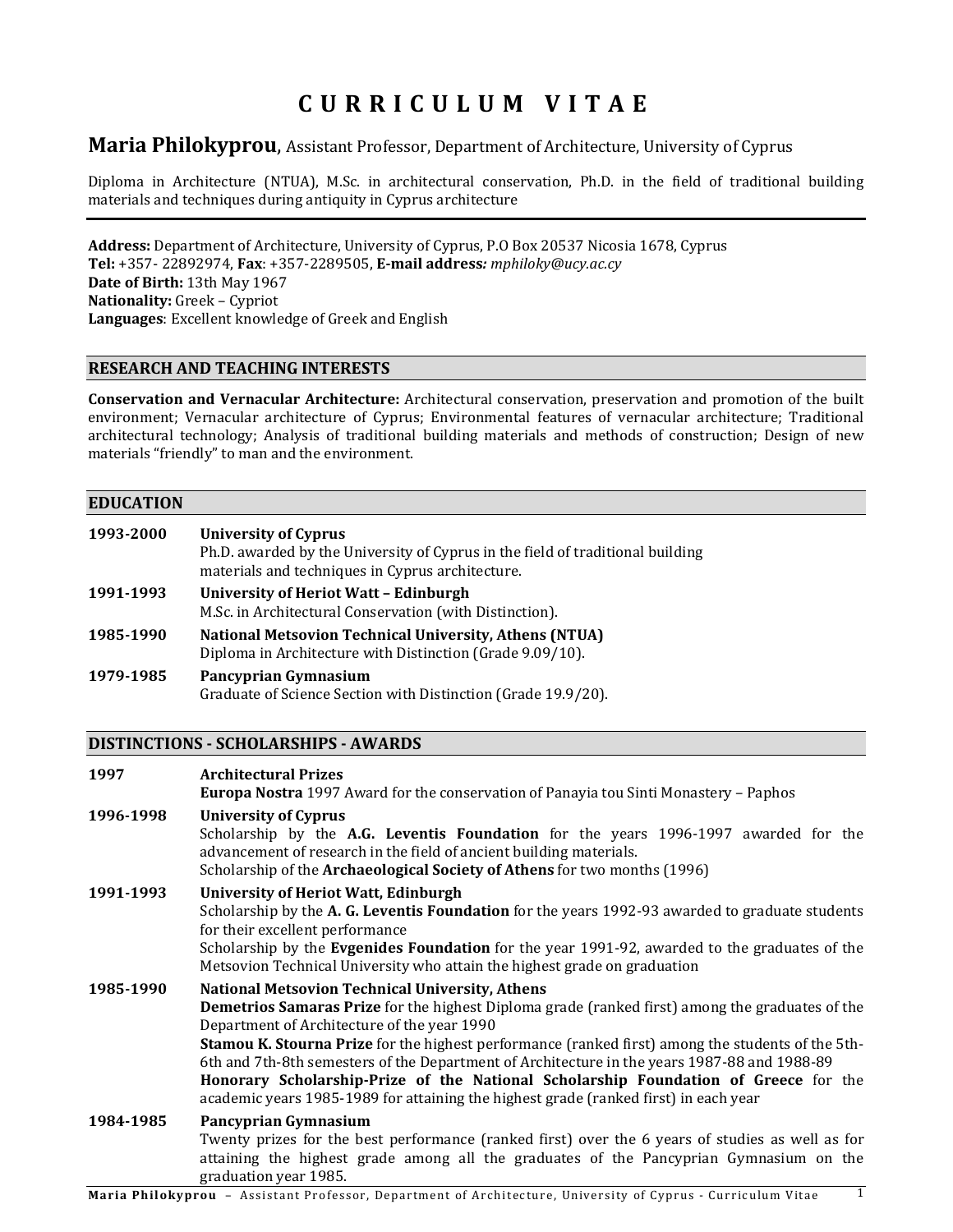# C U R R I C U L U M   V I T A E

## **Maria Philokyprou**, Assistant Professor, Department of Architecture, University of Cyprus

Diploma in Architecture (NTUA), M.Sc. in architectural conservation, Ph.D. in the field of traditional building materials and techniques during antiquity in Cyprus architecture

---

**Address:** Department of Architecture, University of Cyprus, P.O Box 20537 Nicosia 1678, Cyprus  
**Tel:** +357- 22892974, **Fax**: +357-2289505, **E-mail address:** *mphiloky@ucy.ac.cy*  
**Date of Birth:** 13th May 1967  
**Nationality:** Greek – Cypriot  
**Languages**: Excellent knowledge of Greek and English

## RESEARCH AND TEACHING INTERESTS

**Conservation and Vernacular Architecture:** Architectural conservation, preservation and promotion of the built environment; Vernacular architecture of Cyprus; Environmental features of vernacular architecture; Traditional architectural technology; Analysis of traditional building materials and methods of construction; Design of new materials "friendly" to man and the environment.

## EDUCATION

**1993-2000** **University of Cyprus**  
Ph.D. awarded by the University of Cyprus in the field of traditional building materials and techniques in Cyprus architecture.

**1991-1993** **University of Heriot Watt – Edinburgh**  
M.Sc. in Architectural Conservation (with Distinction).

**1985-1990** **National Metsovion Technical University, Athens (NTUA)**  
Diploma in Architecture with Distinction (Grade 9.09/10).

**1979-1985** **Pancyprian Gymnasium**  
Graduate of Science Section with Distinction (Grade 19.9/20).

## DISTINCTIONS - SCHOLARSHIPS - AWARDS

**1997** **Architectural Prizes**  
**Europa Nostra** 1997 Award for the conservation of Panayia tou Sinti Monastery – Paphos

**1996-1998** **University of Cyprus**  
Scholarship by the **A.G. Leventis Foundation** for the years 1996-1997 awarded for the advancement of research in the field of ancient building materials.  
Scholarship of the **Archaeological Society of Athens** for two months (1996)

**1991-1993** **University of Heriot Watt, Edinburgh**  
Scholarship by the **A. G. Leventis Foundation** for the years 1992-93 awarded to graduate students for their excellent performance  
Scholarship by the **Evgenides Foundation** for the year 1991-92, awarded to the graduates of the Metsovion Technical University who attain the highest grade on graduation

**1985-1990** **National Metsovion Technical University, Athens**  
**Demetrios Samaras Prize** for the highest Diploma grade (ranked first) among the graduates of the Department of Architecture of the year 1990  
**Stamou K. Stourna Prize** for the highest performance (ranked first) among the students of the 5th-6th and 7th-8th semesters of the Department of Architecture in the years 1987-88 and 1988-89  
**Honorary Scholarship-Prize of the National Scholarship Foundation of Greece** for the academic years 1985-1989 for attaining the highest grade (ranked first) in each year

**1984-1985** **Pancyprian Gymnasium**  
Twenty prizes for the best performance (ranked first) over the 6 years of studies as well as for attaining the highest grade among all the graduates of the Pancyprian Gymnasium on the graduation year 1985.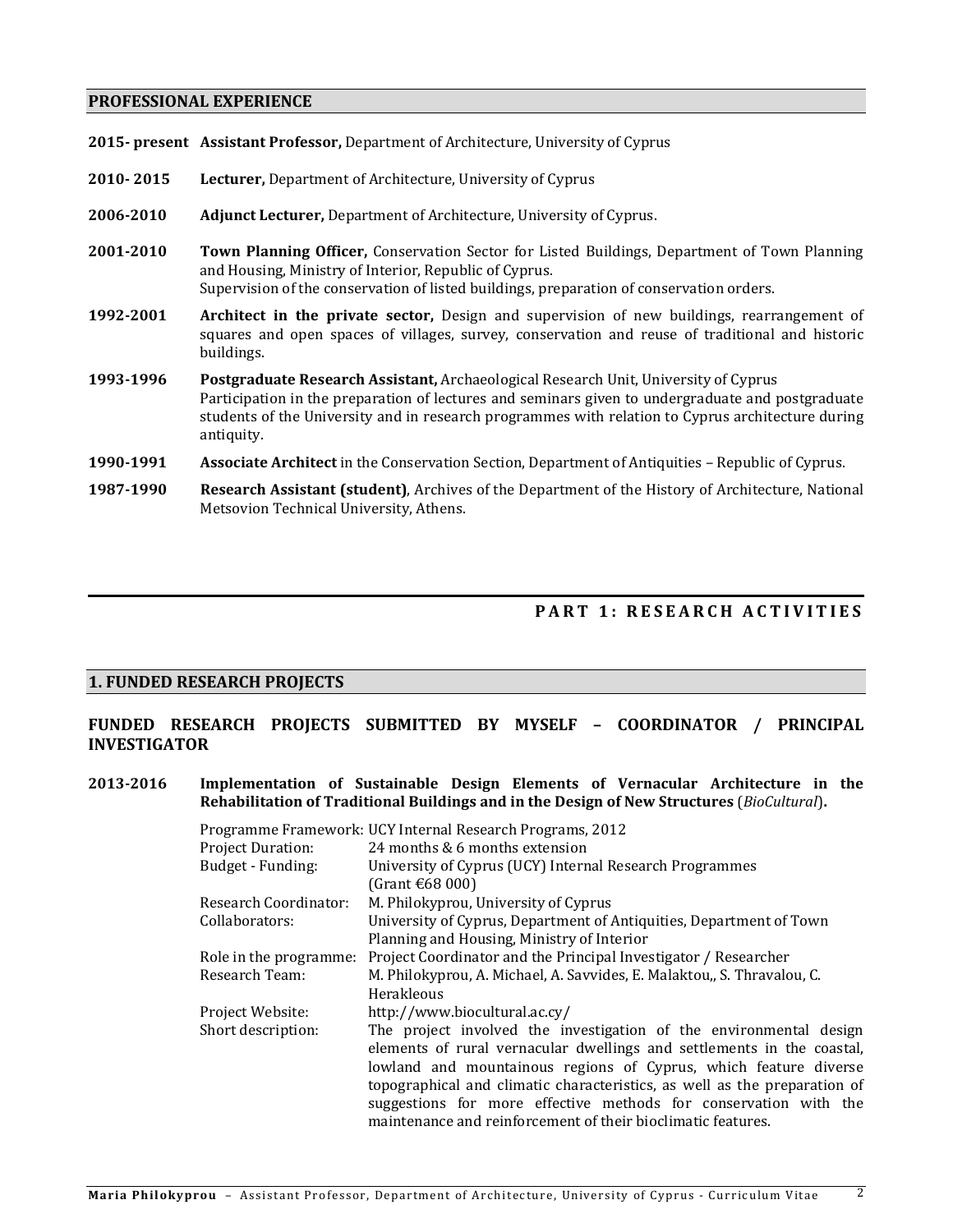## PROFESSIONAL EXPERIENCE

**2015- present** **Assistant Professor,** Department of Architecture, University of Cyprus

**2010- 2015** **Lecturer,** Department of Architecture, University of Cyprus

**2006-2010** **Adjunct Lecturer,** Department of Architecture, University of Cyprus.

**2001-2010** **Town Planning Officer,** Conservation Sector for Listed Buildings, Department of Town Planning and Housing, Ministry of Interior, Republic of Cyprus.
Supervision of the conservation of listed buildings, preparation of conservation orders.

**1992-2001** **Architect in the private sector,** Design and supervision of new buildings, rearrangement of squares and open spaces of villages, survey, conservation and reuse of traditional and historic buildings.

**1993-1996** **Postgraduate Research Assistant,** Archaeological Research Unit, University of Cyprus
Participation in the preparation of lectures and seminars given to undergraduate and postgraduate students of the University and in research programmes with relation to Cyprus architecture during antiquity.

**1990-1991** **Associate Architect** in the Conservation Section, Department of Antiquities – Republic of Cyprus.

**1987-1990** **Research Assistant (student)**, Archives of the Department of the History of Architecture, National Metsovion Technical University, Athens.

# PART 1: RESEARCH ACTIVITIES

## 1. FUNDED RESEARCH PROJECTS

### FUNDED RESEARCH PROJECTS SUBMITTED BY MYSELF – COORDINATOR / PRINCIPAL INVESTIGATOR

**2013-2016** **Implementation of Sustainable Design Elements of Vernacular Architecture in the Rehabilitation of Traditional Buildings and in the Design of New Structures** (*BioCultural*)**.**

| | |
|---|---|
| Programme Framework: | UCY Internal Research Programs, 2012 |
| Project Duration: | 24 months & 6 months extension |
| Budget - Funding: | University of Cyprus (UCY) Internal Research Programmes (Grant €68 000) |
| Research Coordinator: | M. Philokyprou, University of Cyprus |
| Collaborators: | University of Cyprus, Department of Antiquities, Department of Town Planning and Housing, Ministry of Interior |
| Role in the programme: | Project Coordinator and the Principal Investigator / Researcher |
| Research Team: | M. Philokyprou, A. Michael, A. Savvides, E. Malaktou,, S. Thravalou, C. Herakleous |
| Project Website: | http://www.biocultural.ac.cy/ |
| Short description: | The project involved the investigation of the environmental design elements of rural vernacular dwellings and settlements in the coastal, lowland and mountainous regions of Cyprus, which feature diverse topographical and climatic characteristics, as well as the preparation of suggestions for more effective methods for conservation with the maintenance and reinforcement of their bioclimatic features. |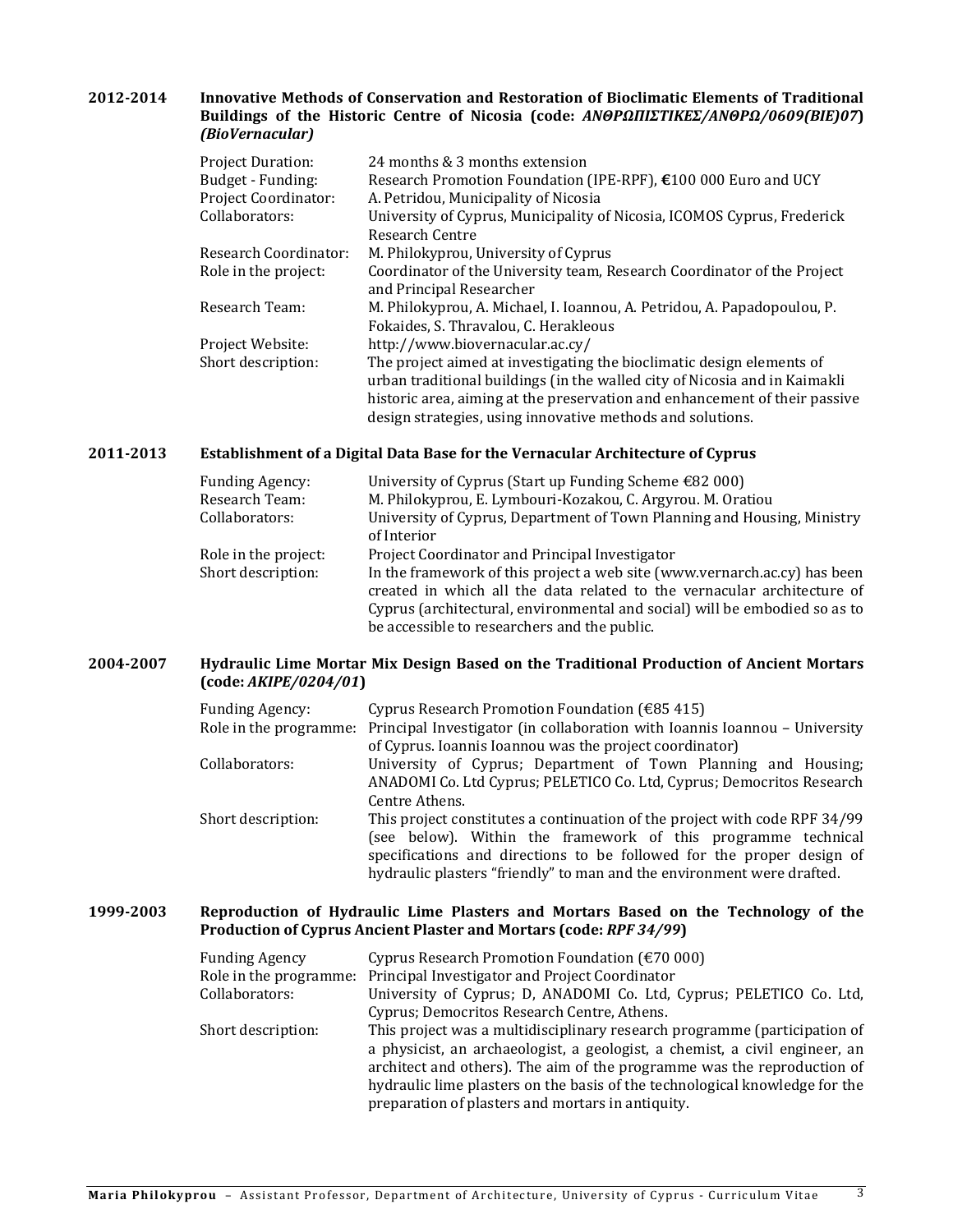**2012-2014 Innovative Methods of Conservation and Restoration of Bioclimatic Elements of Traditional Buildings of the Historic Centre of Nicosia (code: *ΑΝΘΡΩΠΙΣΤΙΚΕΣ/ΑΝΘΡΩ/0609(ΒΙΕ)07*) *(BioVernacular)***

| | |
|---|---|
| Project Duration: | 24 months & 3 months extension |
| Budget - Funding: | Research Promotion Foundation (IPE-RPF), **€**100 000 Euro and UCY |
| Project Coordinator: | A. Petridou, Municipality of Nicosia |
| Collaborators: | University of Cyprus, Municipality of Nicosia, ICOMOS Cyprus, Frederick Research Centre |
| Research Coordinator: | M. Philokyprou, University of Cyprus |
| Role in the project: | Coordinator of the University team, Research Coordinator of the Project and Principal Researcher |
| Research Team: | M. Philokyprou, A. Michael, I. Ioannou, A. Petridou, A. Papadopoulou, P. Fokaides, S. Thravalou, C. Herakleous |
| Project Website: | http://www.biovernacular.ac.cy/ |
| Short description: | The project aimed at investigating the bioclimatic design elements of urban traditional buildings (in the walled city of Nicosia and in Kaimakli historic area, aiming at the preservation and enhancement of their passive design strategies, using innovative methods and solutions. |

**2011-2013 Establishment of a Digital Data Base for the Vernacular Architecture of Cyprus**

| | |
|---|---|
| Funding Agency: | University of Cyprus (Start up Funding Scheme €82 000) |
| Research Team: | M. Philokyprou, E. Lymbouri-Kozakou, C. Argyrou. M. Oratiou |
| Collaborators: | University of Cyprus, Department of Town Planning and Housing, Ministry of Interior |
| Role in the project: | Project Coordinator and Principal Investigator |
| Short description: | In the framework of this project a web site (www.vernarch.ac.cy) has been created in which all the data related to the vernacular architecture of Cyprus (architectural, environmental and social) will be embodied so as to be accessible to researchers and the public. |

**2004-2007 Hydraulic Lime Mortar Mix Design Based on the Traditional Production of Ancient Mortars (code: *AKIPE/0204/01*)**

| | |
|---|---|
| Funding Agency: | Cyprus Research Promotion Foundation (€85 415) |
| Role in the programme: | Principal Investigator (in collaboration with Ioannis Ioannou – University of Cyprus. Ioannis Ioannou was the project coordinator) |
| Collaborators: | University of Cyprus; Department of Town Planning and Housing; ANADOMI Co. Ltd Cyprus; PELETICO Co. Ltd, Cyprus; Democritos Research Centre Athens. |
| Short description: | This project constitutes a continuation of the project with code RPF 34/99 (see below). Within the framework of this programme technical specifications and directions to be followed for the proper design of hydraulic plasters "friendly" to man and the environment were drafted. |

**1999-2003 Reproduction of Hydraulic Lime Plasters and Mortars Based on the Technology of the Production of Cyprus Ancient Plaster and Mortars (code: *RPF 34/99*)**

| | |
|---|---|
| Funding Agency | Cyprus Research Promotion Foundation (€70 000) |
| Role in the programme: | Principal Investigator and Project Coordinator |
| Collaborators: | University of Cyprus; D, ANADOMI Co. Ltd, Cyprus; PELETICO Co. Ltd, Cyprus; Democritos Research Centre, Athens. |
| Short description: | This project was a multidisciplinary research programme (participation of a physicist, an archaeologist, a geologist, a chemist, a civil engineer, an architect and others). The aim of the programme was the reproduction of hydraulic lime plasters on the basis of the technological knowledge for the preparation of plasters and mortars in antiquity. |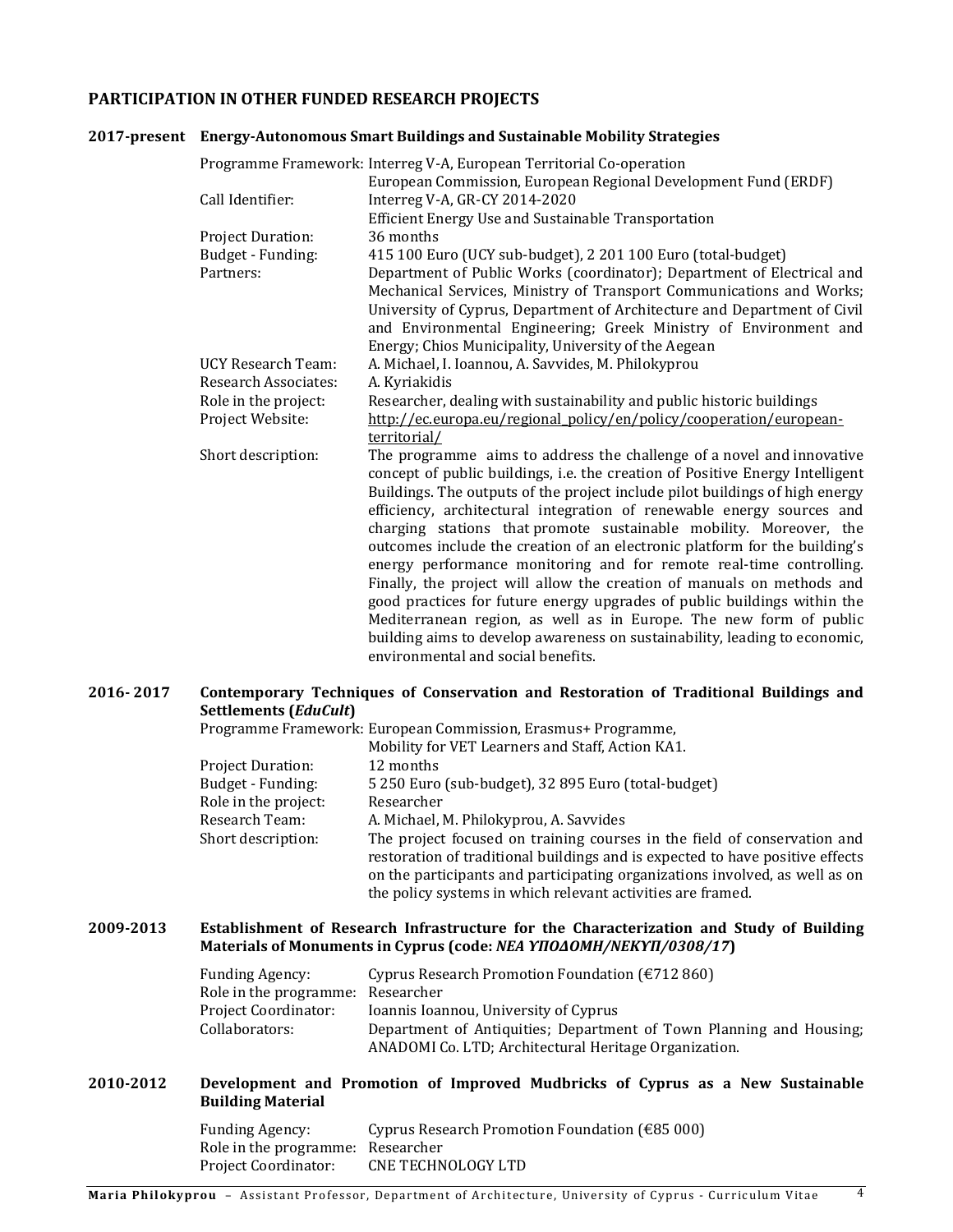## PARTICIPATION IN OTHER FUNDED RESEARCH PROJECTS

### 2017-present Energy-Autonomous Smart Buildings and Sustainable Mobility Strategies

Programme Framework: Interreg V-A, European Territorial Co-operation
European Commission, European Regional Development Fund (ERDF)

Call Identifier: Interreg V-A, GR-CY 2014-2020
Efficient Energy Use and Sustainable Transportation

Project Duration: 36 months

Budget - Funding: 415 100 Euro (UCY sub-budget), 2 201 100 Euro (total-budget)

Partners: Department of Public Works (coordinator); Department of Electrical and Mechanical Services, Ministry of Transport Communications and Works; University of Cyprus, Department of Architecture and Department of Civil and Environmental Engineering; Greek Ministry of Environment and Energy; Chios Municipality, University of the Aegean

UCY Research Team: A. Michael, I. Ioannou, A. Savvides, M. Philokyprou

Research Associates: A. Kyriakidis

Role in the project: Researcher, dealing with sustainability and public historic buildings

Project Website: http://ec.europa.eu/regional_policy/en/policy/cooperation/european-territorial/

Short description: The programme aims to address the challenge of a novel and innovative concept of public buildings, i.e. the creation of Positive Energy Intelligent Buildings. The outputs of the project include pilot buildings of high energy efficiency, architectural integration of renewable energy sources and charging stations that promote sustainable mobility. Moreover, the outcomes include the creation of an electronic platform for the building's energy performance monitoring and for remote real-time controlling. Finally, the project will allow the creation of manuals on methods and good practices for future energy upgrades of public buildings within the Mediterranean region, as well as in Europe. The new form of public building aims to develop awareness on sustainability, leading to economic, environmental and social benefits.

### 2016- 2017 Contemporary Techniques of Conservation and Restoration of Traditional Buildings and Settlements (*EduCult*)

Programme Framework: European Commission, Erasmus+ Programme,
Mobility for VET Learners and Staff, Action KA1.

Project Duration: 12 months

Budget - Funding: 5 250 Euro (sub-budget), 32 895 Euro (total-budget)

Role in the project: Researcher

Research Team: A. Michael, M. Philokyprou, A. Savvides

Short description: The project focused on training courses in the field of conservation and restoration of traditional buildings and is expected to have positive effects on the participants and participating organizations involved, as well as on the policy systems in which relevant activities are framed.

### 2009-2013 Establishment of Research Infrastructure for the Characterization and Study of Building Materials of Monuments in Cyprus (code: *ΝΕΑ ΥΠΟΔΟΜΗ/ΝΕΚΥΠ/0308/17*)

Funding Agency: Cyprus Research Promotion Foundation (€712 860)

Role in the programme: Researcher

Project Coordinator: Ioannis Ioannou, University of Cyprus

Collaborators: Department of Antiquities; Department of Town Planning and Housing; ANADOMI Co. LTD; Architectural Heritage Organization.

### 2010-2012 Development and Promotion of Improved Mudbricks of Cyprus as a New Sustainable Building Material

Funding Agency: Cyprus Research Promotion Foundation (€85 000)

Role in the programme: Researcher

Project Coordinator: CNE TECHNOLOGY LTD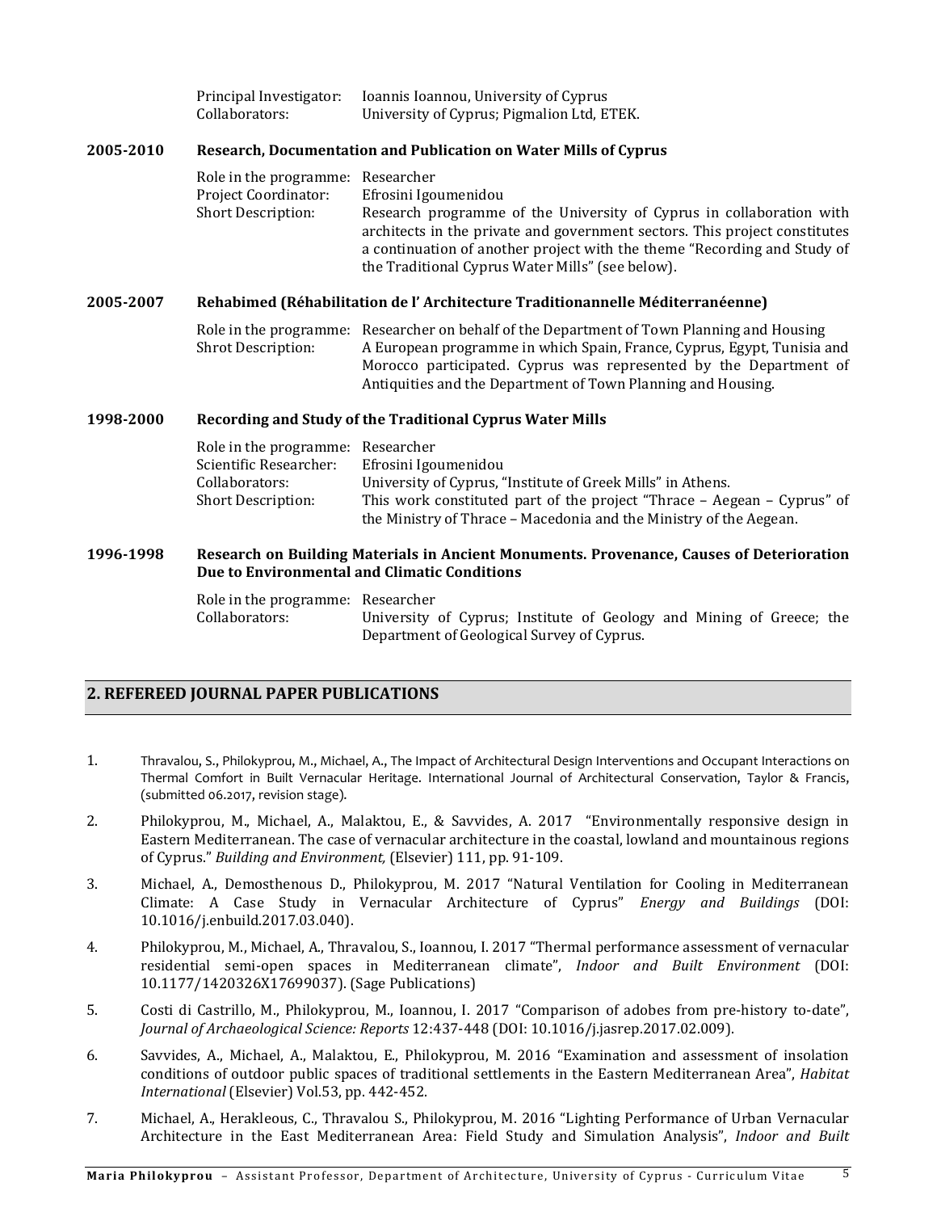Principal Investigator: Ioannis Ioannou, University of Cyprus
Collaborators: University of Cyprus; Pigmalion Ltd, ETEK.

**2005-2010 Research, Documentation and Publication on Water Mills of Cyprus**

Role in the programme: Researcher
Project Coordinator: Efrosini Igoumenidou
Short Description: Research programme of the University of Cyprus in collaboration with architects in the private and government sectors. This project constitutes a continuation of another project with the theme "Recording and Study of the Traditional Cyprus Water Mills" (see below).

**2005-2007 Rehabimed (Réhabilitation de l' Architecture Traditionannelle Méditerranéenne)**

Role in the programme: Researcher on behalf of the Department of Town Planning and Housing
Shrot Description: A European programme in which Spain, France, Cyprus, Egypt, Tunisia and Morocco participated. Cyprus was represented by the Department of Antiquities and the Department of Town Planning and Housing.

**1998-2000 Recording and Study of the Traditional Cyprus Water Mills**

Role in the programme: Researcher
Scientific Researcher: Efrosini Igoumenidou
Collaborators: University of Cyprus, "Institute of Greek Mills" in Athens.
Short Description: This work constituted part of the project "Thrace – Aegean – Cyprus" of the Ministry of Thrace – Macedonia and the Ministry of the Aegean.

**1996-1998 Research on Building Materials in Ancient Monuments. Provenance, Causes of Deterioration Due to Environmental and Climatic Conditions**

Role in the programme: Researcher
Collaborators: University of Cyprus; Institute of Geology and Mining of Greece; the Department of Geological Survey of Cyprus.

## 2. REFEREED JOURNAL PAPER PUBLICATIONS

1. Thravalou, S., Philokyprou, M., Michael, A., The Impact of Architectural Design Interventions and Occupant Interactions on Thermal Comfort in Built Vernacular Heritage. International Journal of Architectural Conservation, Taylor & Francis, (submitted 06.2017, revision stage).
2. Philokyprou, M., Michael, A., Malaktou, E., & Savvides, A. 2017 "Environmentally responsive design in Eastern Mediterranean. The case of vernacular architecture in the coastal, lowland and mountainous regions of Cyprus." *Building and Environment,* (Elsevier) 111, pp. 91-109.
3. Michael, A., Demosthenous D., Philokyprou, M. 2017 "Natural Ventilation for Cooling in Mediterranean Climate: A Case Study in Vernacular Architecture of Cyprus" *Energy and Buildings* (DOI: 10.1016/j.enbuild.2017.03.040).
4. Philokyprou, M., Michael, A., Thravalou, S., Ioannou, I. 2017 "Thermal performance assessment of vernacular residential semi-open spaces in Mediterranean climate", *Indoor and Built Environment* (DOI: 10.1177/1420326X17699037). (Sage Publications)
5. Costi di Castrillo, M., Philokyprou, M., Ioannou, I. 2017 "Comparison of adobes from pre-history to-date", *Journal of Archaeological Science: Reports* 12:437-448 (DOI: 10.1016/j.jasrep.2017.02.009).
6. Savvides, A., Michael, A., Malaktou, E., Philokyprou, M. 2016 "Examination and assessment of insolation conditions of outdoor public spaces of traditional settlements in the Eastern Mediterranean Area", *Habitat International* (Elsevier) Vol.53, pp. 442-452.
7. Michael, A., Herakleous, C., Thravalou S., Philokyprou, M. 2016 "Lighting Performance of Urban Vernacular Architecture in the East Mediterranean Area: Field Study and Simulation Analysis", *Indoor and Built*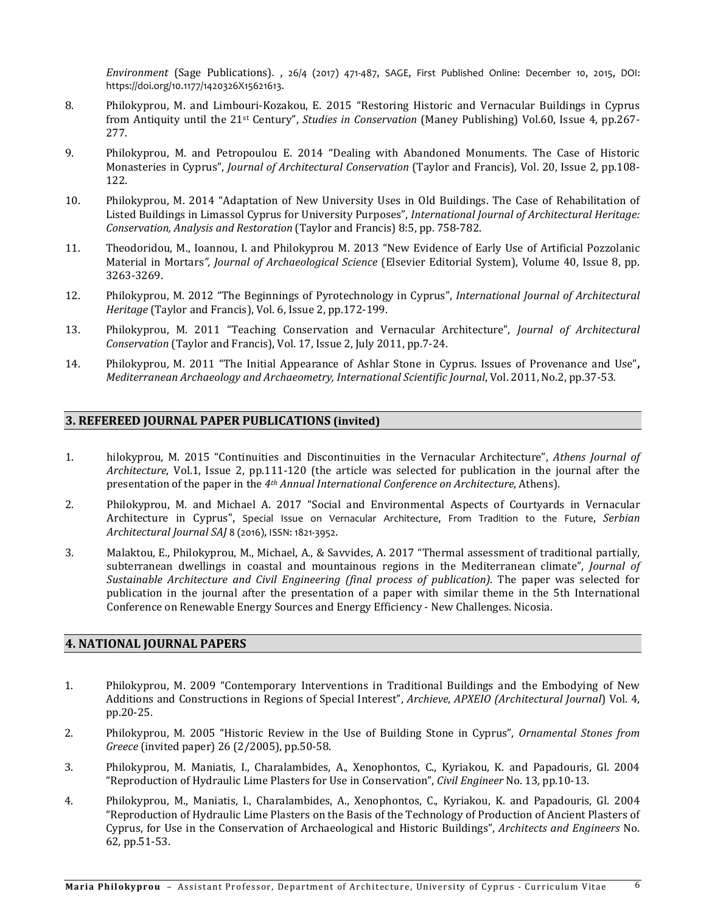*Environment* (Sage Publications). , 26/4 (2017) 471-487, SAGE, First Published Online: December 10, 2015, DOI: https://doi.org/10.1177/1420326X15621613.

8. Philokyprou, M. and Limbouri-Kozakou, E. 2015 "Restoring Historic and Vernacular Buildings in Cyprus from Antiquity until the 21st Century", *Studies in Conservation* (Maney Publishing) Vol.60, Issue 4, pp.267-277.

9. Philokyprou, M. and Petropoulou E. 2014 "Dealing with Abandoned Monuments. The Case of Historic Monasteries in Cyprus", *Journal of Architectural Conservation* (Taylor and Francis), Vol. 20, Issue 2, pp.108-122.

10. Philokyprou, M. 2014 "Adaptation of New University Uses in Old Buildings. The Case of Rehabilitation of Listed Buildings in Limassol Cyprus for University Purposes", *International Journal of Architectural Heritage: Conservation, Analysis and Restoration* (Taylor and Francis) 8:5, pp. 758-782.

11. Theodoridou, M., Ioannou, I. and Philokyprou M. 2013 "New Evidence of Early Use of Artificial Pozzolanic Material in Mortars*", Journal of Archaeological Science* (Elsevier Editorial System), Volume 40, Issue 8, pp. 3263-3269.

12. Philokyprou, M. 2012 "The Beginnings of Pyrotechnology in Cyprus", *International Journal of Architectural Heritage* (Taylor and Francis), Vol. 6, Issue 2, pp.172-199.

13. Philokyprou, M. 2011 "Teaching Conservation and Vernacular Architecture", *Journal of Architectural Conservation* (Taylor and Francis), Vol. 17, Issue 2, July 2011, pp.7-24.

14. Philokyprou, M. 2011 "The Initial Appearance of Ashlar Stone in Cyprus. Issues of Provenance and Use"**,** *Mediterranean Archaeology and Archaeometry, International Scientific Journal*, Vol. 2011, No.2, pp.37-53*.*

## 3. REFEREED JOURNAL PAPER PUBLICATIONS (invited)

1. hilokyprou, M. 2015 "Continuities and Discontinuities in the Vernacular Architecture", *Athens Journal of Architecture*, Vol.1, Issue 2, pp.111-120 (the article was selected for publication in the journal after the presentation of the paper in the *4th Annual International Conference on Architecture*, Athens).

2. Philokyprou, M. and Michael A. 2017 "Social and Environmental Aspects of Courtyards in Vernacular Architecture in Cyprus", Special Issue on Vernacular Architecture, From Tradition to the Future, *Serbian Architectural Journal SAJ* 8 (2016), ISSN: 1821-3952.

3. Malaktou, E., Philokyprou, M., Michael, A., & Savvides, A. 2017 "Thermal assessment of traditional partially, subterranean dwellings in coastal and mountainous regions in the Mediterranean climate", *Journal of Sustainable Architecture and Civil Engineering (final process of publication)*. The paper was selected for publication in the journal after the presentation of a paper with similar theme in the 5th International Conference on Renewable Energy Sources and Energy Efficiency - New Challenges. Nicosia.

## 4. NATIONAL JOURNAL PAPERS

1. Philokyprou, M. 2009 "Contemporary Interventions in Traditional Buildings and the Embodying of New Additions and Constructions in Regions of Special Interest", *Archieve*, *APXEIO (Architectural Journal*) Vol. 4, pp.20-25.

2. Philokyprou, M. 2005 "Historic Review in the Use of Building Stone in Cyprus", *Ornamental Stones from Greece* (invited paper) 26 (2/2005), pp.50-58.

3. Philokyprou, M. Maniatis, I., Charalambides, A., Xenophontos, C., Kyriakou, K. and Papadouris, Gl. 2004 "Reproduction of Hydraulic Lime Plasters for Use in Conservation", *Civil Engineer* No. 13*,* pp.10-13.

4. Philokyprou, M., Maniatis, I., Charalambides, A., Xenophontos, C., Kyriakou, K. and Papadouris, Gl. 2004 "Reproduction of Hydraulic Lime Plasters on the Basis of the Technology of Production of Ancient Plasters of Cyprus, for Use in the Conservation of Archaeological and Historic Buildings", *Architects and Engineers* No. 62*,* pp.51-53.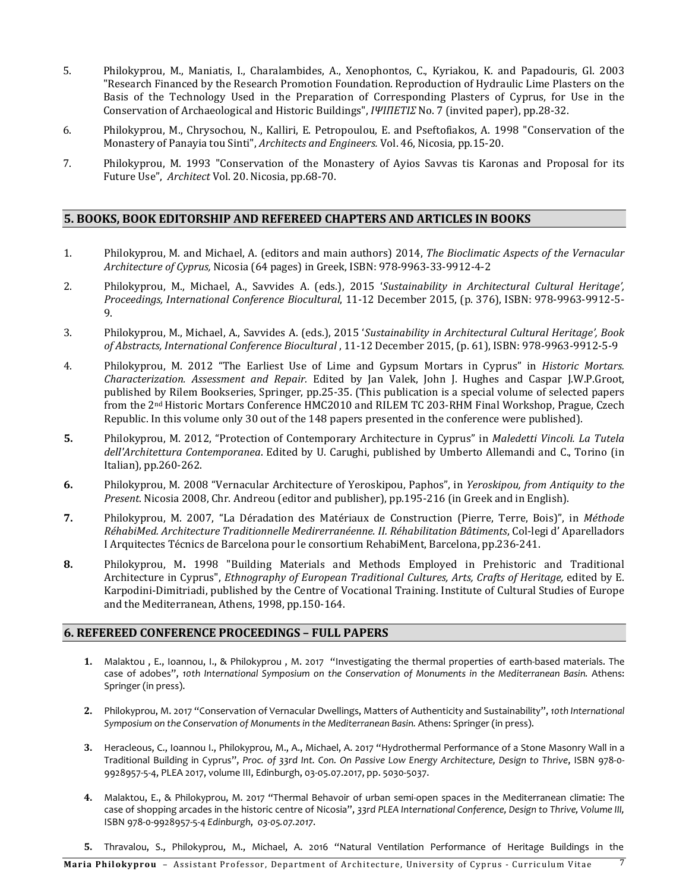5. Philokyprou, M., Maniatis, I., Charalambides, A., Xenophontos, C., Kyriakou, K. and Papadouris, Gl. 2003 "Research Financed by the Research Promotion Foundation. Reproduction of Hydraulic Lime Plasters on the Basis of the Technology Used in the Preparation of Corresponding Plasters of Cyprus, for Use in the Conservation of Archaeological and Historic Buildings", *ΙΨΙΠΕΤΙΣ* No. 7 (invited paper), pp.28-32.

6. Philokyprou, M., Chrysochou, N., Kalliri, E. Petropoulou, E. and Pseftofiakos, A. 1998 "Conservation of the Monastery of Panayia tou Sinti", *Architects and Engineers.* Vol. 46, Nicosia*,* pp.15-20.

7. Philokyprou, M. 1993 "Conservation of the Monastery of Ayios Savvas tis Karonas and Proposal for its Future Use", *Architect* Vol. 20. Nicosia, pp.68-70.

## 5. BOOKS, BOOK EDITORSHIP AND REFEREED CHAPTERS AND ARTICLES IN BOOKS

1. Philokyprou, M. and Michael, A. (editors and main authors) 2014, *The Bioclimatic Aspects of the Vernacular Architecture of Cyprus,* Nicosia (64 pages) in Greek, ISBN: 978-9963-33-9912-4-2

2. Philokyprou, M., Michael, A., Savvides A. (eds.), 2015 '*Sustainability in Architectural Cultural Heritage', Proceedings, International Conference Biocultural*, 11-12 December 2015, (p. 376), ISBN: 978-9963-9912-5-9.

3. Philokyprou, M., Michael, A., Savvides A. (eds.), 2015 '*Sustainability in Architectural Cultural Heritage', Book of Abstracts, International Conference Biocultural* , 11-12 December 2015, (p. 61), ISBN: 978-9963-9912-5-9

4. Philokyprou, M. 2012 "The Earliest Use of Lime and Gypsum Mortars in Cyprus" in *Historic Mortars. Characterization. Assessment and Repair.* Edited by Jan Valek, John J. Hughes and Caspar J.W.P.Groot, published by Rilem Bookseries, Springer, pp.25-35. (This publication is a special volume of selected papers from the 2nd Historic Mortars Conference HMC2010 and RILEM TC 203-RHM Final Workshop, Prague, Czech Republic. In this volume only 30 out of the 148 papers presented in the conference were published).

**5.** Philokyprou, M. 2012, "Protection of Contemporary Architecture in Cyprus" in *Maledetti Vincoli. La Tutela dell'Architettura Contemporanea*. Edited by U. Carughi, published by Umberto Allemandi and C., Torino (in Italian), pp.260-262.

**6.** Philokyprou, M. 2008 "Vernacular Architecture of Yeroskipou, Paphos", in *Yeroskipou, from Antiquity to the Present*. Nicosia 2008, Chr. Andreou (editor and publisher), pp.195-216 (in Greek and in English).

**7.** Philokyprou, M. 2007, "La Déradation des Matériaux de Construction (Pierre, Terre, Bois)", in *Méthode RéhabiMed. Architecture Traditionnelle Medirerranéenne. II. Réhabilitation Bâtiments*, Col-legi d' Aparelladors I Arquitectes Técnics de Barcelona pour le consortium RehabiMent, Barcelona, pp.236-241.

**8.** Philokyprou, M**.** 1998 "Building Materials and Methods Employed in Prehistoric and Traditional Architecture in Cyprus", *Ethnography of European Traditional Cultures, Arts, Crafts of Heritage,* edited by E. Karpodini-Dimitriadi, published by the Centre of Vocational Training. Institute of Cultural Studies of Europe and the Mediterranean, Athens, 1998, pp.150-164.

## 6. REFEREED CONFERENCE PROCEEDINGS – FULL PAPERS

**1.** Malaktou , E., Ioannou, I., & Philokyprou , M. 2017 "Investigating the thermal properties of earth-based materials. The case of adobes", *10th International Symposium on the Conservation of Monuments in the Mediterranean Basin.* Athens: Springer (in press).

**2.** Philokyprou, M. 2017 "Conservation of Vernacular Dwellings, Matters of Authenticity and Sustainability", *10th International Symposium on the Conservation of Monuments in the Mediterranean Basin.* Athens: Springer (in press).

**3.** Heracleous, C., Ioannou I., Philokyprou, M., A., Michael, A. 2017 "Hydrothermal Performance of a Stone Masonry Wall in a Traditional Building in Cyprus", *Proc. of 33rd Int. Con. On Passive Low Energy Architecture, Design to Thrive*, ISBN 978-0-9928957-5-4, PLEA 2017, volume III, Edinburgh, 03-05.07.2017, pp. 5030-5037.

**4.** Malaktou, E., & Philokyprou, M. 2017 "Thermal Behavoir of urban semi-open spaces in the Mediterranean climatie: The case of shopping arcades in the historic centre of Nicosia", *33rd PLEA International Conference, Design to Thrive, Volume III,* ISBN 978-0-9928957-5-4 *Edinburgh*, *03-05.07.2017*.

**5.** Thravalou, S., Philokyprou, M., Michael, A. 2016 "Natural Ventilation Performance of Heritage Buildings in the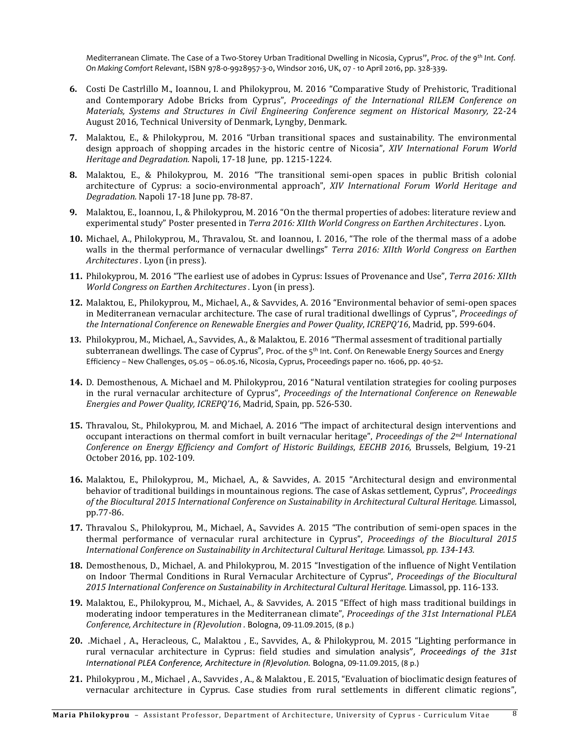Mediterranean Climate. The Case of a Two-Storey Urban Traditional Dwelling in Nicosia, Cyprus", *Proc. of the 9th Int. Conf. On Making Comfort Relevant*, ISBN 978-0-9928957-3-0, Windsor 2016, UK, 07 - 10 April 2016, pp. 328-339.

6. Costi De Castrlillo M., Ioannou, I. and Philokyprou, M. 2016 "Comparative Study of Prehistoric, Traditional and Contemporary Adobe Bricks from Cyprus", *Proceedings of the International RILEM Conference on Materials, Systems and Structures in Civil Engineering Conference segment on Historical Masonry,* 22-24 August 2016, Technical University of Denmark, Lyngby, Denmark.

7. Malaktou, E., & Philokyprou, M. 2016 "Urban transitional spaces and sustainability. The environmental design approach of shopping arcades in the historic centre of Nicosia", *XIV International Forum World Heritage and Degradation.* Napoli, 17-18 June, pp. 1215-1224.

8. Malaktou, E., & Philokyprou, M. 2016 "The transitional semi-open spaces in public British colonial architecture of Cyprus: a socio-environmental approach", *XIV International Forum World Heritage and Degradation.* Napoli 17-18 June pp. 78-87.

9. Malaktou, E., Ioannou, I., & Philokyprou, M. 2016 "On the thermal properties of adobes: literature review and experimental study" Poster presented in *Terra 2016: XIIth World Congress on Earthen Architectures .* Lyon.

10. Michael, A., Philokyprou, M., Thravalou, St. and Ioannou, I. 2016, "The role of the thermal mass of a adobe walls in the thermal performance of vernacular dwellings" *Terra 2016: XIIth World Congress on Earthen Architectures .* Lyon (in press).

11. Philokyprou, M. 2016 "The earliest use of adobes in Cyprus: Issues of Provenance and Use", *Terra 2016: XIIth World Congress on Earthen Architectures .* Lyon (in press).

12. Malaktou, E., Philokyprou, M., Michael, A., & Savvides, A. 2016 "Environmental behavior of semi-open spaces in Mediterranean vernacular architecture. The case of rural traditional dwellings of Cyprus", *Proceedings of the International Conference on Renewable Energies and Power Quality*, *ICREPQ'16*, Madrid, pp. 599-604.

13. Philokyprou, M., Michael, A., Savvides, A., & Malaktou, E. 2016 "Thermal assesment of traditional partially subterranean dwellings. The case of Cyprus", Proc. of the 5th Int. Conf. On Renewable Energy Sources and Energy Efficiency – New Challendges, 05.05 – 06.05.16, Nicosia, Cyprus, Proceedings paper no. 1606, pp. 40-52.

14. D. Demosthenous, A. Michael and M. Philokyprou, 2016 "Natural ventilation strategies for cooling purposes in the rural vernacular architecture of Cyprus", *Proceedings of the International Conference on Renewable Energies and Power Quality, ICREPQ'16*, Madrid, Spain, pp. 526-530.

15. Thravalou, St., Philokyprou, M. and Michael, A. 2016 "The impact of architectural design interventions and occupant interactions on thermal comfort in built vernacular heritage", *Proceedings of the 2nd International Conference on Energy Efficiency and Comfort of Historic Buildings*, *EECHB 2016,* Brussels, Belgium, 19-21 October 2016, pp. 102-109.

16. Malaktou, E., Philokyprou, M., Michael, A., & Savvides, A. 2015 "Architectural design and environmental behavior of traditional buildings in mountainous regions. The case of Askas settlement, Cyprus", *Proceedings of the Biocultural 2015 International Conference on Sustainability in Architectural Cultural Heritage.* Limassol, pp.77-86.

17. Thravalou S., Philokyprou, M., Michael, A., Savvides A. 2015 "The contribution of semi-open spaces in the thermal performance of vernacular rural architecture in Cyprus", *Proceedings of the Biocultural 2015 International Conference on Sustainability in Architectural Cultural Heritage.* Limassol*, pp. 134-143.*

18. Demosthenous, D., Michael, A. and Philokyprou, M. 2015 "Investigation of the influence of Night Ventilation on Indoor Thermal Conditions in Rural Vernacular Architecture of Cyprus", *Proceedings of the Biocultural 2015 International Conference on Sustainability in Architectural Cultural Heritage.* Limassol, pp. 116-133.

19. Malaktou, E., Philokyprou, M., Michael, A., & Savvides, A. 2015 "Effect of high mass traditional buildings in moderating indoor temperatures in the Mediterranean climate", *Proceedings of the 31st International PLEA Conference, Architecture in (R)evolution .* Bologna, 09-11.09.2015, (8 p.)

20. .Michael , A., Heracleous, C., Malaktou , E., Savvides, A., & Philokyprou, M. 2015 "Lighting performance in rural vernacular architecture in Cyprus: field studies and simulation analysis", *Proceedings of the 31st International PLEA Conference, Architecture in (R)evolution.* Bologna, 09-11.09.2015, (8 p.)

21. Philokyprou , M., Michael , A., Savvides , A., & Malaktou , E. 2015, "Evaluation of bioclimatic design features of vernacular architecture in Cyprus. Case studies from rural settlements in different climatic regions",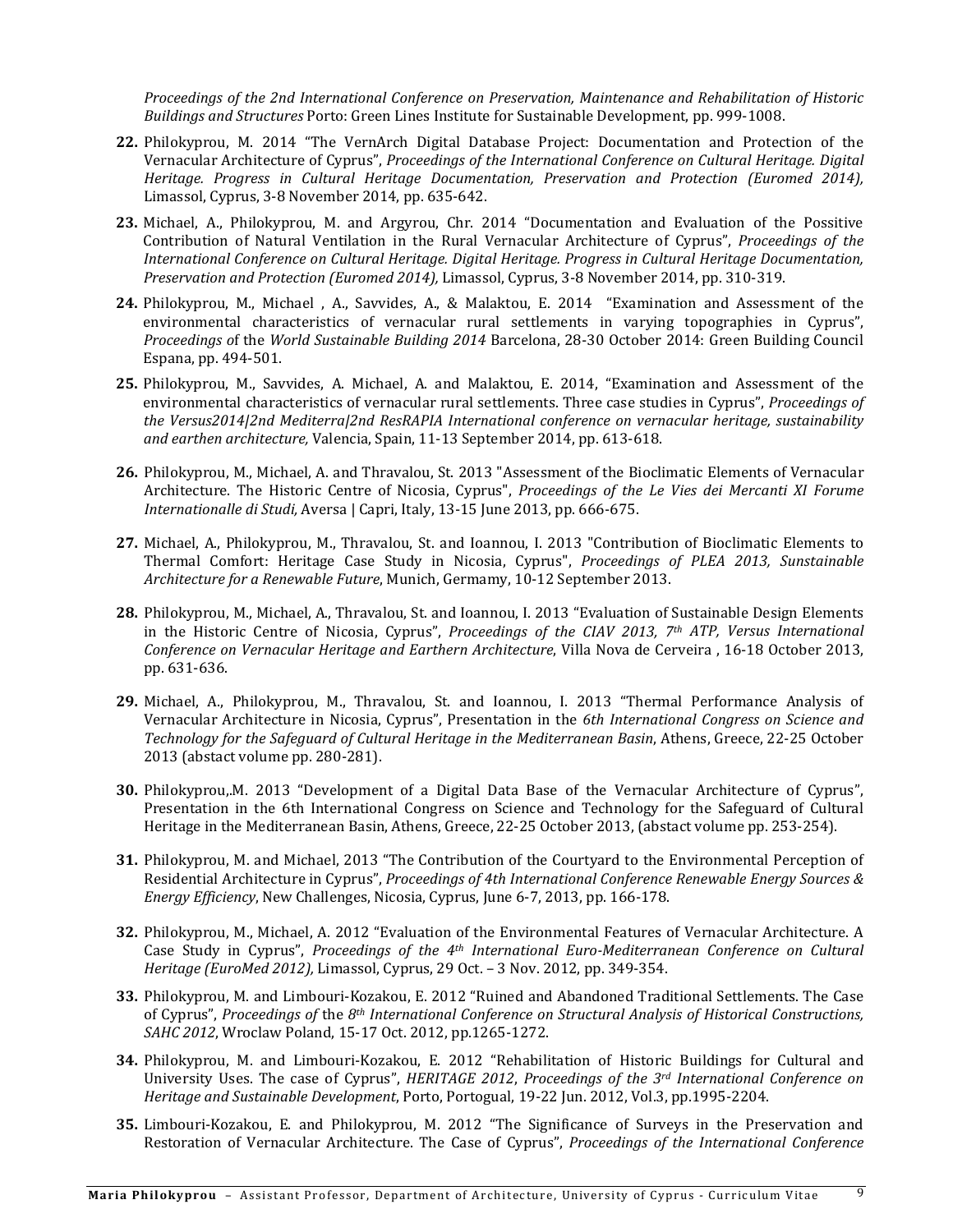*Proceedings of the 2nd International Conference on Preservation, Maintenance and Rehabilitation of Historic Buildings and Structures* Porto: Green Lines Institute for Sustainable Development, pp. 999-1008.

**22.** Philokyprou, M. 2014 "The VernArch Digital Database Project: Documentation and Protection of the Vernacular Architecture of Cyprus", *Proceedings of the International Conference on Cultural Heritage. Digital Heritage. Progress in Cultural Heritage Documentation, Preservation and Protection (Euromed 2014),* Limassol, Cyprus, 3-8 November 2014, pp. 635-642.

**23.** Michael, A., Philokyprou, M. and Argyrou, Chr. 2014 "Documentation and Evaluation of the Possitive Contribution of Natural Ventilation in the Rural Vernacular Architecture of Cyprus", *Proceedings of the International Conference on Cultural Heritage. Digital Heritage. Progress in Cultural Heritage Documentation, Preservation and Protection (Euromed 2014),* Limassol, Cyprus, 3-8 November 2014, pp. 310-319.

**24.** Philokyprou, M., Michael , A., Savvides, A., & Malaktou, E. 2014 "Examination and Assessment of the environmental characteristics of vernacular rural settlements in varying topographies in Cyprus", *Proceedings* of the *World Sustainable Building 2014* Barcelona, 28-30 October 2014: Green Building Council Espana, pp. 494-501.

**25.** Philokyprou, M., Savvides, A. Michael, A. and Malaktou, E. 2014, "Examination and Assessment of the environmental characteristics of vernacular rural settlements. Three case studies in Cyprus", *Proceedings of the Versus2014|2nd Mediterra|2nd ResRAPIA International conference on vernacular heritage, sustainability and earthen architecture,* Valencia, Spain, 11-13 September 2014, pp. 613-618.

**26.** Philokyprou, M., Michael, A. and Thravalou, St. 2013 "Assessment of the Bioclimatic Elements of Vernacular Architecture. The Historic Centre of Nicosia, Cyprus", *Proceedings of the Le Vies dei Mercanti XI Forume Internationalle di Studi,* Aversa | Capri, Italy, 13-15 June 2013, pp. 666-675.

**27.** Michael, A., Philokyprou, M., Thravalou, St. and Ioannou, I. 2013 "Contribution of Bioclimatic Elements to Thermal Comfort: Heritage Case Study in Nicosia, Cyprus", *Proceedings of PLEA 2013, Sunstainable Architecture for a Renewable Future*, Munich, Germamy, 10-12 September 2013.

**28.** Philokyprou, M., Michael, A., Thravalou, St. and Ioannou, I. 2013 "Evaluation of Sustainable Design Elements in the Historic Centre of Nicosia, Cyprus", *Proceedings of the CIAV 2013, 7th ATP, Versus International Conference on Vernacular Heritage and Earthern Architecture*, Villa Nova de Cerveira , 16-18 October 2013, pp. 631-636.

**29.** Michael, A., Philokyprou, M., Thravalou, St. and Ioannou, I. 2013 "Thermal Performance Analysis of Vernacular Architecture in Nicosia, Cyprus", Presentation in the *6th International Congress on Science and Technology for the Safeguard of Cultural Heritage in the Mediterranean Basin*, Athens, Greece, 22-25 October 2013 (abstact volume pp. 280-281).

**30.** Philokyprou,.M. 2013 "Development of a Digital Data Base of the Vernacular Architecture of Cyprus", Presentation in the 6th International Congress on Science and Technology for the Safeguard of Cultural Heritage in the Mediterranean Basin, Athens, Greece, 22-25 October 2013, (abstact volume pp. 253-254).

**31.** Philokyprou, M. and Michael, 2013 "The Contribution of the Courtyard to the Environmental Perception of Residential Architecture in Cyprus", *Proceedings of 4th International Conference Renewable Energy Sources & Energy Efficiency*, New Challenges, Nicosia, Cyprus, June 6-7, 2013, pp. 166-178.

**32.** Philokyprou, M., Michael, A. 2012 "Evaluation of the Environmental Features of Vernacular Architecture. A Case Study in Cyprus", *Proceedings of the 4th International Euro-Mediterranean Conference on Cultural Heritage (EuroMed 2012),* Limassol, Cyprus, 29 Oct. – 3 Nov. 2012, pp. 349-354.

**33.** Philokyprou, M. and Limbouri-Kozakou, E. 2012 "Ruined and Abandoned Traditional Settlements. The Case of Cyprus", *Proceedings of* the *8th International Conference on Structural Analysis of Historical Constructions, SAHC 2012*, Wroclaw Poland, 15-17 Oct. 2012, pp.1265-1272.

**34.** Philokyprou, M. and Limbouri-Kozakou, E. 2012 "Rehabilitation of Historic Buildings for Cultural and University Uses. The case of Cyprus", *HERITAGE 2012*, *Proceedings of the 3rd International Conference on Heritage and Sustainable Development*, Porto, Portogual, 19-22 Jun. 2012, Vol.3, pp.1995-2204.

**35.** Limbouri-Kozakou, E. and Philokyprou, M. 2012 "The Significance of Surveys in the Preservation and Restoration of Vernacular Architecture. The Case of Cyprus", *Proceedings of the International Conference*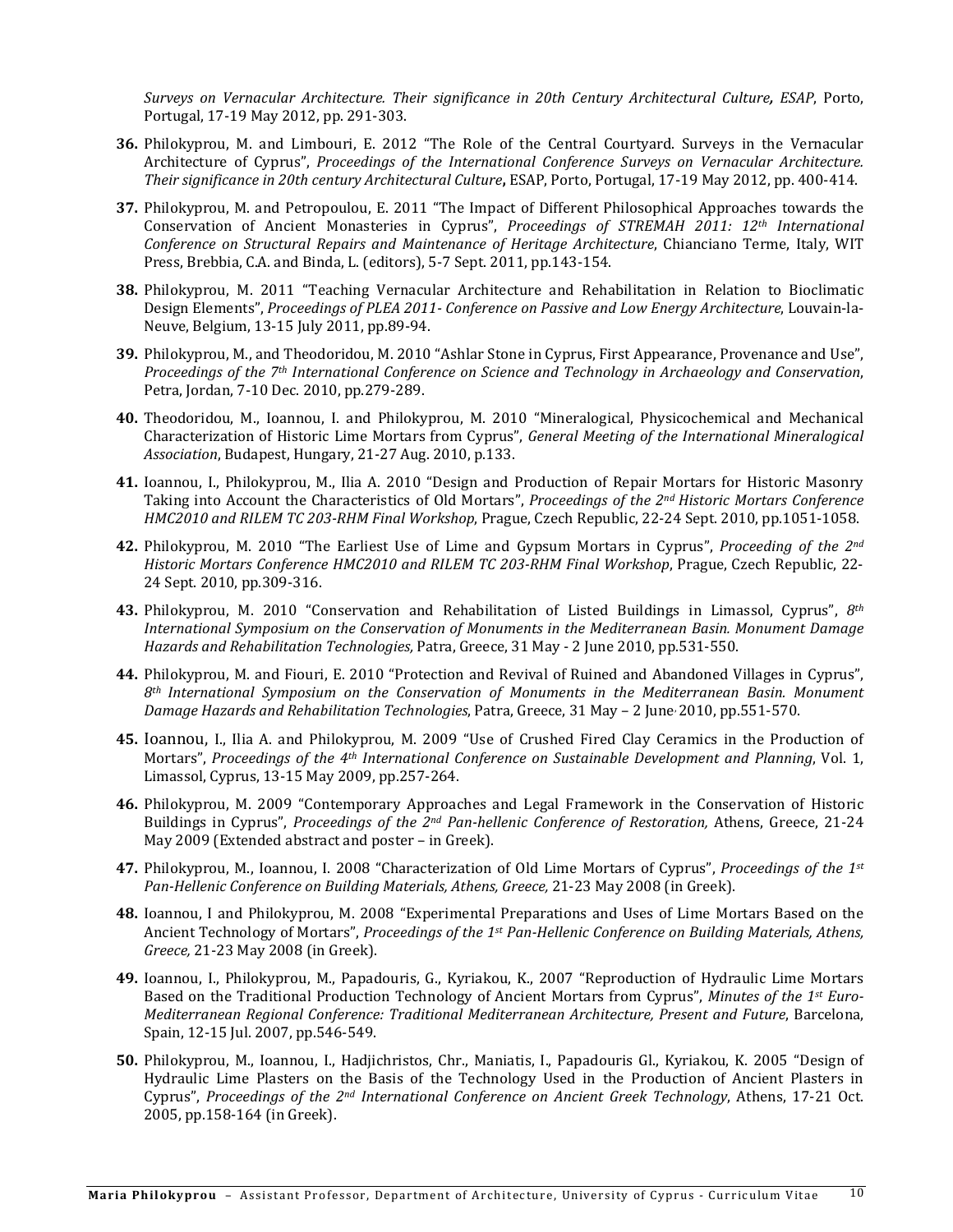*Surveys on Vernacular Architecture. Their significance in 20th Century Architectural Culture**,** ESAP*, Porto, Portugal, 17-19 May 2012, pp. 291-303.

**36.** Philokyprou, M. and Limbouri, E. 2012 "The Role of the Central Courtyard. Surveys in the Vernacular Architecture of Cyprus", *Proceedings of the International Conference Surveys on Vernacular Architecture. Their significance in 20th century Architectural Culture***,** ESAP, Porto, Portugal, 17-19 May 2012, pp. 400-414.

**37.** Philokyprou, M. and Petropoulou, E. 2011 "The Impact of Different Philosophical Approaches towards the Conservation of Ancient Monasteries in Cyprus", *Proceedings of STREMAH 2011: 12th International Conference on Structural Repairs and Maintenance of Heritage Architecture*, Chianciano Terme, Italy, WIT Press, Brebbia, C.A. and Binda, L. (editors), 5-7 Sept. 2011, pp.143-154.

**38.** Philokyprou, M. 2011 "Teaching Vernacular Architecture and Rehabilitation in Relation to Bioclimatic Design Elements", *Proceedings of PLEA 2011- Conference on Passive and Low Energy Architecture*, Louvain-la-Neuve, Belgium, 13-15 July 2011, pp.89-94.

**39.** Philokyprou, M., and Theodoridou, M. 2010 "Ashlar Stone in Cyprus, First Appearance, Provenance and Use", *Proceedings of the 7th International Conference on Science and Technology in Archaeology and Conservation*, Petra, Jordan, 7-10 Dec. 2010, pp.279-289.

**40.** Theodoridou, M., Ioannou, I. and Philokyprou, M. 2010 "Mineralogical, Physicochemical and Mechanical Characterization of Historic Lime Mortars from Cyprus", *General Meeting of the International Mineralogical Association*, Budapest, Hungary, 21-27 Aug. 2010, p.133.

**41.** Ioannou, I., Philokyprou, M., Ilia A. 2010 "Design and Production of Repair Mortars for Historic Masonry Taking into Account the Characteristics of Old Mortars", *Proceedings of the 2nd Historic Mortars Conference HMC2010 and RILEM TC 203-RHM Final Workshop*, Prague, Czech Republic, 22-24 Sept. 2010, pp.1051-1058.

**42.** Philokyprou, M. 2010 "The Earliest Use of Lime and Gypsum Mortars in Cyprus", *Proceeding of the 2nd Historic Mortars Conference HMC2010 and RILEM TC 203-RHM Final Workshop*, Prague, Czech Republic, 22-24 Sept. 2010, pp.309-316.

**43.** Philokyprou, M. 2010 "Conservation and Rehabilitation of Listed Buildings in Limassol, Cyprus", *8th International Symposium on the Conservation of Monuments in the Mediterranean Basin. Monument Damage Hazards and Rehabilitation Technologies,* Patra, Greece, 31 May - 2 June 2010, pp.531-550.

**44.** Philokyprou, M. and Fiouri, E. 2010 "Protection and Revival of Ruined and Abandoned Villages in Cyprus", *8th International Symposium on the Conservation of Monuments in the Mediterranean Basin. Monument Damage Hazards and Rehabilitation Technologies*, Patra, Greece, 31 May – 2 June, 2010, pp.551-570.

**45.** Ioannou, I., Ilia A. and Philokyprou, M. 2009 "Use of Crushed Fired Clay Ceramics in the Production of Mortars", *Proceedings of the 4th International Conference on Sustainable Development and Planning*, Vol. 1, Limassol, Cyprus, 13-15 May 2009, pp.257-264.

**46.** Philokyprou, M. 2009 "Contemporary Approaches and Legal Framework in the Conservation of Historic Buildings in Cyprus", *Proceedings of the 2nd Pan-hellenic Conference of Restoration,* Athens, Greece, 21-24 May 2009 (Extended abstract and poster – in Greek).

**47.** Philokyprou, M., Ioannou, I. 2008 "Characterization of Old Lime Mortars of Cyprus", *Proceedings of the 1st Pan-Hellenic Conference on Building Materials, Athens, Greece,* 21-23 May 2008 (in Greek).

**48.** Ioannou, I and Philokyprou, M. 2008 "Experimental Preparations and Uses of Lime Mortars Based on the Ancient Technology of Mortars", *Proceedings of the 1st Pan-Hellenic Conference on Building Materials, Athens, Greece,* 21-23 May 2008 (in Greek).

**49.** Ioannou, I., Philokyprou, M., Papadouris, G., Kyriakou, K., 2007 "Reproduction of Hydraulic Lime Mortars Based on the Traditional Production Technology of Ancient Mortars from Cyprus", *Minutes of the 1st Euro-Mediterranean Regional Conference: Traditional Mediterranean Architecture, Present and Future*, Barcelona, Spain, 12-15 Jul. 2007, pp.546-549.

**50.** Philokyprou, M., Ioannou, I., Hadjichristos, Chr., Maniatis, I., Papadouris Gl., Kyriakou, K. 2005 "Design of Hydraulic Lime Plasters on the Basis of the Technology Used in the Production of Ancient Plasters in Cyprus", *Proceedings of the 2nd International Conference on Ancient Greek Technology*, Athens, 17-21 Oct. 2005, pp.158-164 (in Greek).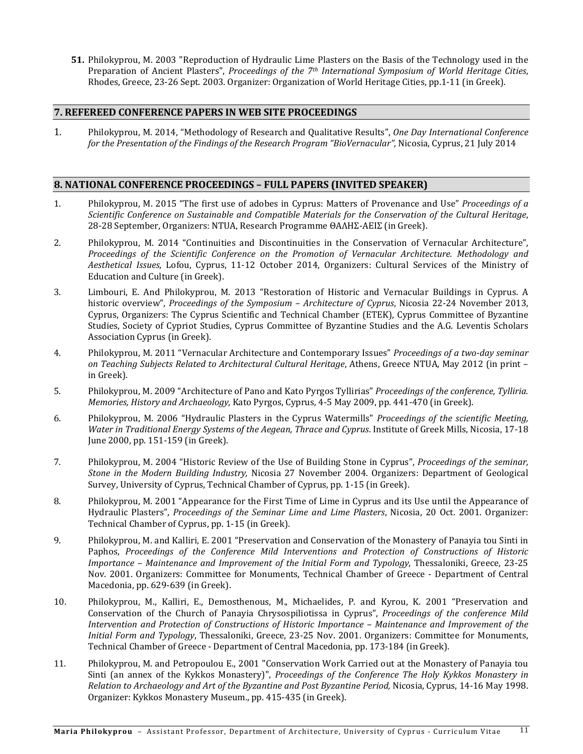**51.** Philokyprou, M. 2003 "Reproduction of Hydraulic Lime Plasters on the Basis of the Technology used in the Preparation of Ancient Plasters", *Proceedings of the 7th International Symposium of World Heritage Cities*, Rhodes, Greece, 23-26 Sept. 2003. Organizer: Organization of World Heritage Cities, pp.1-11 (in Greek).

## 7. REFEREED CONFERENCE PAPERS IN WEB SITE PROCEEDINGS

1. Philokyprou, M. 2014, "Methodology of Research and Qualitative Results", *One Day International Conference for the Presentation of the Findings of the Research Program "BioVernacular",* Nicosia, Cyprus, 21 July 2014

## 8. NATIONAL CONFERENCE PROCEEDINGS – FULL PAPERS (INVITED SPEAKER)

1. Philokyprou, M. 2015 "The first use of adobes in Cyprus: Matters of Provenance and Use" *Proceedings of a Scientific Conference on Sustainable and Compatible Materials for the Conservation of the Cultural Heritage*, 28-28 September, Organizers: NTUA, Research Programme ΘΑΛΗΣ-ΑΕΙΣ (in Greek).
2. Philokyprou, M. 2014 "Continuities and Discontinuities in the Conservation of Vernacular Architecture", *Proceedings of the Scientific Conference on the Promotion of Vernacular Architecture. Methodology and Aesthetical Issues*, Lofou, Cyprus, 11-12 October 2014, Organizers: Cultural Services of the Ministry of Education and Culture (in Greek).
3. Limbouri, E. And Philokyprou, M. 2013 "Restoration of Historic and Vernacular Buildings in Cyprus. A historic overview", *Proceedings of the Symposium – Architecture of Cyprus*, Nicosia 22-24 November 2013, Cyprus, Organizers: The Cyprus Scientific and Technical Chamber (ETEK), Cyprus Committee of Byzantine Studies, Society of Cypriot Studies, Cyprus Committee of Byzantine Studies and the A.G. Leventis Scholars Association Cyprus (in Greek).
4. Philokyprou, M. 2011 "Vernacular Architecture and Contemporary Issues" *Proceedings of a two-day seminar on Teaching Subjects Related to Architectural Cultural Heritage*, Athens, Greece NTUA, May 2012 (in print – in Greek).
5. Philokyprou, M. 2009 "Architecture of Pano and Kato Pyrgos Tyllirias" *Proceedings of the conference, Tylliria. Memories, History and Archaeology*, Kato Pyrgos, Cyprus, 4-5 May 2009, pp. 441-470 (in Greek).
6. Philokyprou, M. 2006 "Hydraulic Plasters in the Cyprus Watermills" *Proceedings of the scientific Meeting, Water in Traditional Energy Systems of the Aegean, Thrace and Cyprus*. Institute of Greek Mills, Nicosia, 17-18 June 2000, pp. 151-159 (in Greek).
7. Philokyprou, M. 2004 "Historic Review of the Use of Building Stone in Cyprus", *Proceedings of the seminar, Stone in the Modern Building Industry,* Nicosia 27 November 2004. Organizers: Department of Geological Survey, University of Cyprus, Technical Chamber of Cyprus, pp. 1-15 (in Greek).
8. Philokyprou, M. 2001 "Appearance for the First Time of Lime in Cyprus and its Use until the Appearance of Hydraulic Plasters", *Proceedings of the Seminar Lime and Lime Plasters*, Nicosia, 20 Oct. 2001. Organizer: Technical Chamber of Cyprus, pp. 1-15 (in Greek).
9. Philokyprou, M. and Kalliri, E. 2001 "Preservation and Conservation of the Monastery of Panayia tou Sinti in Paphos, *Proceedings of the Conference Mild Interventions and Protection of Constructions of Historic Importance – Maintenance and Improvement of the Initial Form and Typology*, Thessaloniki, Greece, 23-25 Nov. 2001. Organizers: Committee for Monuments, Technical Chamber of Greece - Department of Central Macedonia, pp. 629-639 (in Greek).
10. Philokyprou, M., Kalliri, E., Demosthenous, M., Michaelides, P. and Kyrou, K. 2001 "Preservation and Conservation of the Church of Panayia Chrysospiliotissa in Cyprus", *Proceedings of the conference Mild Intervention and Protection of Constructions of Historic Importance – Maintenance and Improvement of the Initial Form and Typology*, Thessaloniki, Greece, 23-25 Nov. 2001. Organizers: Committee for Monuments, Technical Chamber of Greece - Department of Central Macedonia, pp. 173-184 (in Greek).
11. Philokyprou, M. and Petropoulou E., 2001 "Conservation Work Carried out at the Monastery of Panayia tou Sinti (an annex of the Kykkos Monastery)", *Proceedings of the Conference The Holy Kykkos Monastery in Relation to Archaeology and Art of the Byzantine and Post Byzantine Period,* Nicosia, Cyprus, 14-16 May 1998. Organizer: Kykkos Monastery Museum., pp. 415-435 (in Greek).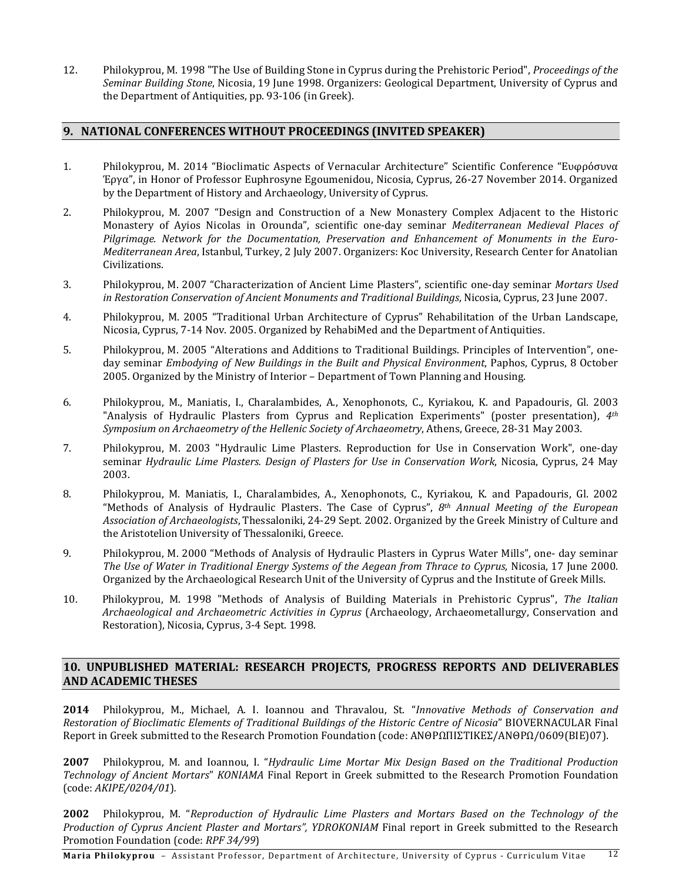12. Philokyprou, M. 1998 "The Use of Building Stone in Cyprus during the Prehistoric Period", *Proceedings of the Seminar Building Stone*, Nicosia, 19 June 1998. Organizers: Geological Department, University of Cyprus and the Department of Antiquities, pp. 93-106 (in Greek).

## 9. NATIONAL CONFERENCES WITHOUT PROCEEDINGS (INVITED SPEAKER)

1. Philokyprou, M. 2014 "Bioclimatic Aspects of Vernacular Architecture" Scientific Conference "Ευφρόσυνα Έργα", in Honor of Professor Euphrosyne Egoumenidou, Nicosia, Cyprus, 26-27 November 2014. Organized by the Department of History and Archaeology, University of Cyprus.
2. Philokyprou, M. 2007 "Design and Construction of a New Monastery Complex Adjacent to the Historic Monastery of Ayios Nicolas in Orounda", scientific one-day seminar *Mediterranean Medieval Places of Pilgrimage. Network for the Documentation, Preservation and Enhancement of Monuments in the Euro-Mediterranean Area*, Istanbul, Turkey, 2 July 2007. Organizers: Koc University, Research Center for Anatolian Civilizations.
3. Philokyprou, M. 2007 "Characterization of Ancient Lime Plasters", scientific one-day seminar *Mortars Used in Restoration Conservation of Ancient Monuments and Traditional Buildings*, Nicosia, Cyprus, 23 June 2007.
4. Philokyprou, M. 2005 "Traditional Urban Architecture of Cyprus" Rehabilitation of the Urban Landscape, Nicosia, Cyprus, 7-14 Nov. 2005. Organized by RehabiMed and the Department of Antiquities.
5. Philokyprou, M. 2005 "Alterations and Additions to Traditional Buildings. Principles of Intervention", one-day seminar *Embodying of New Buildings in the Built and Physical Environment*, Paphos, Cyprus, 8 October 2005. Organized by the Ministry of Interior – Department of Town Planning and Housing.
6. Philokyprou, M., Maniatis, I., Charalambides, A., Xenophonots, C., Kyriakou, K. and Papadouris, Gl. 2003 "Analysis of Hydraulic Plasters from Cyprus and Replication Experiments" (poster presentation), *4th Symposium on Archaeometry of the Hellenic Society of Archaeometry*, Athens, Greece, 28-31 May 2003.
7. Philokyprou, M. 2003 "Hydraulic Lime Plasters. Reproduction for Use in Conservation Work", one-day seminar *Hydraulic Lime Plasters. Design of Plasters for Use in Conservation Work*, Nicosia, Cyprus, 24 May 2003.
8. Philokyprou, M. Maniatis, I., Charalambides, A., Xenophonots, C., Kyriakou, K. and Papadouris, Gl. 2002 "Methods of Analysis of Hydraulic Plasters. The Case of Cyprus", *8th Annual Meeting of the European Association of Archaeologists*, Thessaloniki, 24-29 Sept. 2002. Organized by the Greek Ministry of Culture and the Aristotelion University of Thessaloniki, Greece.
9. Philokyprou, M. 2000 "Methods of Analysis of Hydraulic Plasters in Cyprus Water Mills", one- day seminar *The Use of Water in Traditional Energy Systems of the Aegean from Thrace to Cyprus,* Nicosia, 17 June 2000. Organized by the Archaeological Research Unit of the University of Cyprus and the Institute of Greek Mills.
10. Philokyprou, M. 1998 "Methods of Analysis of Building Materials in Prehistoric Cyprus", *The Italian Archaeological and Archaeometric Activities in Cyprus* (Archaeology, Archaeometallurgy, Conservation and Restoration), Nicosia, Cyprus, 3-4 Sept. 1998.

## 10. UNPUBLISHED MATERIAL: RESEARCH PROJECTS, PROGRESS REPORTS AND DELIVERABLES AND ACADEMIC THESES

**2014** Philokyprou, M., Michael, A. I. Ioannou and Thravalou, St. "*Innovative Methods of Conservation and Restoration of Bioclimatic Elements of Traditional Buildings of the Historic Centre of Nicosia*" BIOVERNACULAR Final Report in Greek submitted to the Research Promotion Foundation (code: ΑΝΘΡΩΠΙΣΤΙΚΕΣ/ΑΝΘΡΩ/0609(ΒΙΕ)07).

**2007** Philokyprou, M. and Ioannou, I. "*Hydraulic Lime Mortar Mix Design Based on the Traditional Production Technology of Ancient Mortars*" *KONIAMA* Final Report in Greek submitted to the Research Promotion Foundation (code: *AKIPE/0204/01*).

**2002** Philokyprou, M. "*Reproduction of Hydraulic Lime Plasters and Mortars Based on the Technology of the Production of Cyprus Ancient Plaster and Mortars", YDROKONIAM* Final report in Greek submitted to the Research Promotion Foundation (code: *RPF 34/99*)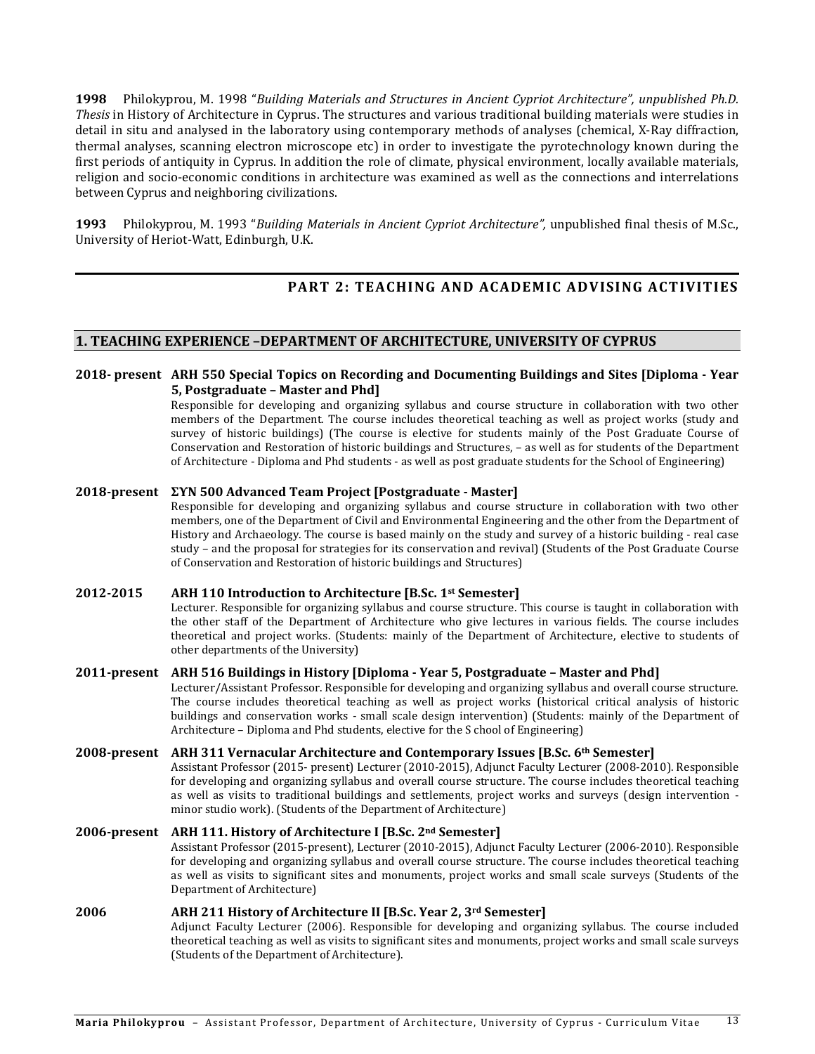**1998** Philokyprou, M. 1998 "*Building Materials and Structures in Ancient Cypriot Architecture", unpublished Ph.D. Thesis* in History of Architecture in Cyprus. The structures and various traditional building materials were studies in detail in situ and analysed in the laboratory using contemporary methods of analyses (chemical, X-Ray diffraction, thermal analyses, scanning electron microscope etc) in order to investigate the pyrotechnology known during the first periods of antiquity in Cyprus. In addition the role of climate, physical environment, locally available materials, religion and socio-economic conditions in architecture was examined as well as the connections and interrelations between Cyprus and neighboring civilizations.

**1993** Philokyprou, M. 1993 "*Building Materials in Ancient Cypriot Architecture",* unpublished final thesis of M.Sc., University of Heriot-Watt, Edinburgh, U.K.

---

## PART 2: TEACHING AND ACADEMIC ADVISING ACTIVITIES

### 1. TEACHING EXPERIENCE –DEPARTMENT OF ARCHITECTURE, UNIVERSITY OF CYPRUS

**2018- present ARH 550 Special Topics on Recording and Documenting Buildings and Sites [Diploma - Year 5, Postgraduate – Master and Phd]**
Responsible for developing and organizing syllabus and course structure in collaboration with two other members of the Department. The course includes theoretical teaching as well as project works (study and survey of historic buildings) (The course is elective for students mainly of the Post Graduate Course of Conservation and Restoration of historic buildings and Structures, – as well as for students of the Department of Architecture - Diploma and Phd students - as well as post graduate students for the School of Engineering)

**2018-present ΣΥΝ 500 Advanced Team Project [Postgraduate - Master]**
Responsible for developing and organizing syllabus and course structure in collaboration with two other members, one of the Department of Civil and Environmental Engineering and the other from the Department of History and Archaeology. The course is based mainly on the study and survey of a historic building - real case study – and the proposal for strategies for its conservation and revival) (Students of the Post Graduate Course of Conservation and Restoration of historic buildings and Structures)

**2012-2015 ARH 110 Introduction to Architecture [B.Sc. 1st Semester]**
Lecturer. Responsible for organizing syllabus and course structure. This course is taught in collaboration with the other staff of the Department of Architecture who give lectures in various fields. The course includes theoretical and project works. (Students: mainly of the Department of Architecture, elective to students of other departments of the University)

**2011-present ARH 516 Buildings in History [Diploma - Year 5, Postgraduate – Master and Phd]**
Lecturer/Assistant Professor. Responsible for developing and organizing syllabus and overall course structure. The course includes theoretical teaching as well as project works (historical critical analysis of historic buildings and conservation works - small scale design intervention) (Students: mainly of the Department of Architecture – Diploma and Phd students, elective for the S chool of Engineering)

**2008-present ARH 311 Vernacular Architecture and Contemporary Issues [B.Sc. 6th Semester]**
Assistant Professor (2015- present) Lecturer (2010-2015), Adjunct Faculty Lecturer (2008-2010). Responsible for developing and organizing syllabus and overall course structure. The course includes theoretical teaching as well as visits to traditional buildings and settlements, project works and surveys (design intervention - minor studio work). (Students of the Department of Architecture)

**2006-present ARH 111. History of Architecture I [B.Sc. 2nd Semester]**
Assistant Professor (2015-present), Lecturer (2010-2015), Adjunct Faculty Lecturer (2006-2010). Responsible for developing and organizing syllabus and overall course structure. The course includes theoretical teaching as well as visits to significant sites and monuments, project works and small scale surveys (Students of the Department of Architecture)

**2006 ARH 211 History of Architecture II [B.Sc. Year 2, 3rd Semester]**
Adjunct Faculty Lecturer (2006). Responsible for developing and organizing syllabus. The course included theoretical teaching as well as visits to significant sites and monuments, project works and small scale surveys (Students of the Department of Architecture).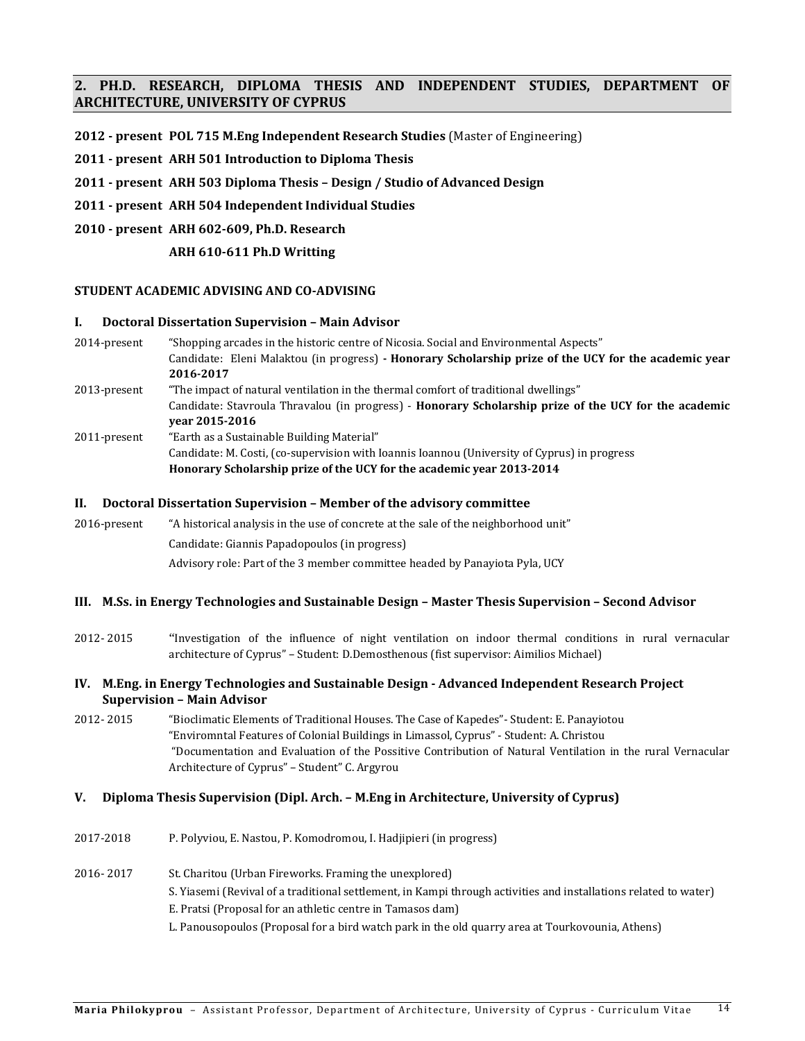## 2. PH.D. RESEARCH, DIPLOMA THESIS AND INDEPENDENT STUDIES, DEPARTMENT OF ARCHITECTURE, UNIVERSITY OF CYPRUS

**2012 - present POL 715 M.Eng Independent Research Studies** (Master of Engineering)

**2011 - present ARH 501 Introduction to Diploma Thesis**

**2011 - present ARH 503 Diploma Thesis – Design / Studio of Advanced Design**

**2011 - present ARH 504 Independent Individual Studies**

**2010 - present ARH 602-609, Ph.D. Research**

**ARH 610-611 Ph.D Writting**

### STUDENT ACADEMIC ADVISING AND CO-ADVISING

#### I. Doctoral Dissertation Supervision – Main Advisor

2014-present "Shopping arcades in the historic centre of Nicosia. Social and Environmental Aspects"
Candidate: Eleni Malaktou (in progress) - **Honorary Scholarship prize of the UCY for the academic year 2016-2017**

2013-present "The impact of natural ventilation in the thermal comfort of traditional dwellings"
Candidate: Stavroula Thravalou (in progress) - **Honorary Scholarship prize of the UCY for the academic year 2015-2016**

2011-present "Earth as a Sustainable Building Material"
Candidate: M. Costi, (co-supervision with Ioannis Ioannou (University of Cyprus) in progress
**Honorary Scholarship prize of the UCY for the academic year 2013-2014**

#### II. Doctoral Dissertation Supervision – Member of the advisory committee

2016-present "A historical analysis in the use of concrete at the sale of the neighborhood unit"
Candidate: Giannis Papadopoulos (in progress)
Advisory role: Part of the 3 member committee headed by Panayiota Pyla, UCY

#### III. M.Ss. in Energy Technologies and Sustainable Design – Master Thesis Supervision – Second Advisor

2012- 2015 "Investigation of the influence of night ventilation on indoor thermal conditions in rural vernacular architecture of Cyprus" – Student: D.Demosthenous (fist supervisor: Aimilios Michael)

#### IV. M.Eng. in Energy Technologies and Sustainable Design - Advanced Independent Research Project Supervision – Main Advisor

2012- 2015 "Bioclimatic Elements of Traditional Houses. The Case of Kapedes"- Student: E. Panayiotou
"Enviromntal Features of Colonial Buildings in Limassol, Cyprus" - Student: A. Christou
"Documentation and Evaluation of the Possitive Contribution of Natural Ventilation in the rural Vernacular Architecture of Cyprus" – Student" C. Argyrou

#### V. Diploma Thesis Supervision (Dipl. Arch. – M.Eng in Architecture, University of Cyprus)

2017-2018 P. Polyviou, E. Nastou, P. Komodromou, I. Hadjipieri (in progress)

2016- 2017 St. Charitou (Urban Fireworks. Framing the unexplored)
S. Yiasemi (Revival of a traditional settlement, in Kampi through activities and installations related to water)
E. Pratsi (Proposal for an athletic centre in Tamasos dam)
L. Panousopoulos (Proposal for a bird watch park in the old quarry area at Tourkovounia, Athens)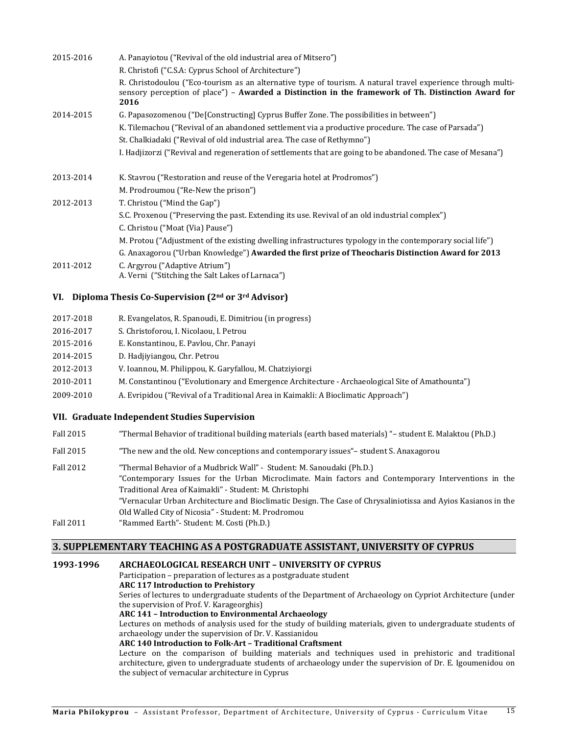| | |
|---|---|
| 2015-2016 | A. Panayiotou ("Revival of the old industrial area of Mitsero") |
| | R. Christofi ("C.S.A: Cyprus School of Architecture") |
| | R. Christodoulou ("Eco-tourism as an alternative type of tourism. A natural travel experience through multi-sensory perception of place") – **Awarded a Distinction in the framework of Th. Distinction Award for 2016** |
| 2014-2015 | G. Papasozomenou ("De[Constructing] Cyprus Buffer Zone. The possibilities in between") |
| | K. Tilemachou ("Revival of an abandoned settlement via a productive procedure. The case of Parsada") |
| | St. Chalkiadaki ("Revival of old industrial area. The case of Rethymno") |
| | I. Hadjizorzi ("Revival and regeneration of settlements that are going to be abandoned. The case of Mesana") |
| 2013-2014 | K. Stavrou ("Restoration and reuse of the Veregaria hotel at Prodromos") |
| | M. Prodroumou ("Re-New the prison") |
| 2012-2013 | T. Christou ("Mind the Gap") |
| | S.C. Proxenou ("Preserving the past. Extending its use. Revival of an old industrial complex") |
| | C. Christou ("Moat (Via) Pause") |
| | M. Protou ("Adjustment of the existing dwelling infrastructures typology in the contemporary social life") |
| | G. Anaxagorou ("Urban Knowledge") **Awarded the first prize of Theocharis Distinction Award for 2013** |
| 2011-2012 | C. Argyrou ("Adaptive Atrium") |
| | A. Verni ("Stitching the Salt Lakes of Larnaca") |

### VI. Diploma Thesis Co-Supervision (2nd or 3rd Advisor)

| | |
|---|---|
| 2017-2018 | R. Evangelatos, R. Spanoudi, E. Dimitriou (in progress) |
| 2016-2017 | S. Christoforou, I. Nicolaou, I. Petrou |
| 2015-2016 | E. Konstantinou, E. Pavlou, Chr. Panayi |
| 2014-2015 | D. Hadjiyiangou, Chr. Petrou |
| 2012-2013 | V. Ioannou, M. Philippou, K. Garyfallou, M. Chatziyiorgi |
| 2010-2011 | M. Constantinou ("Evolutionary and Emergence Architecture - Archaeological Site of Amathounta") |
| 2009-2010 | A. Evripidou ("Revival of a Traditional Area in Kaimakli: A Bioclimatic Approach") |

### VII. Graduate Independent Studies Supervision

| | |
|---|---|
| Fall 2015 | "Thermal Behavior of traditional building materials (earth based materials) "– student E. Malaktou (Ph.D.) |
| Fall 2015 | "The new and the old. New conceptions and contemporary issues"– student S. Anaxagorou |
| Fall 2012 | "Thermal Behavior of a Mudbrick Wall" - Student: M. Sanoudaki (Ph.D.) |
| | "Contemporary Issues for the Urban Microclimate. Main factors and Contemporary Interventions in the Traditional Area of Kaimakli" - Student: M. Christophi |
| | "Vernacular Urban Architecture and Bioclimatic Design. The Case of Chrysaliniotissa and Ayios Kasianos in the Old Walled City of Nicosia" - Student: M. Prodromou |
| Fall 2011 | "Rammed Earth"- Student: M. Costi (Ph.D.) |

## 3. SUPPLEMENTARY TEACHING AS A POSTGRADUATE ASSISTANT, UNIVERSITY OF CYPRUS

**1993-1996 ARCHAEOLOGICAL RESEARCH UNIT – UNIVERSITY OF CYPRUS**

Participation – preparation of lectures as a postgraduate student

**ARC 117 Introduction to Prehistory**

Series of lectures to undergraduate students of the Department of Archaeology on Cypriot Architecture (under the supervision of Prof. V. Karageorghis)

**ARC 141 – Introduction to Environmental Archaeology**

Lectures on methods of analysis used for the study of building materials, given to undergraduate students of archaeology under the supervision of Dr. V. Kassianidou

**ARC 140 Introduction to Folk-Art – Traditional Craftsment**

Lecture on the comparison of building materials and techniques used in prehistoric and traditional architecture, given to undergraduate students of archaeology under the supervision of Dr. E. Igoumenidou on the subject of vernacular architecture in Cyprus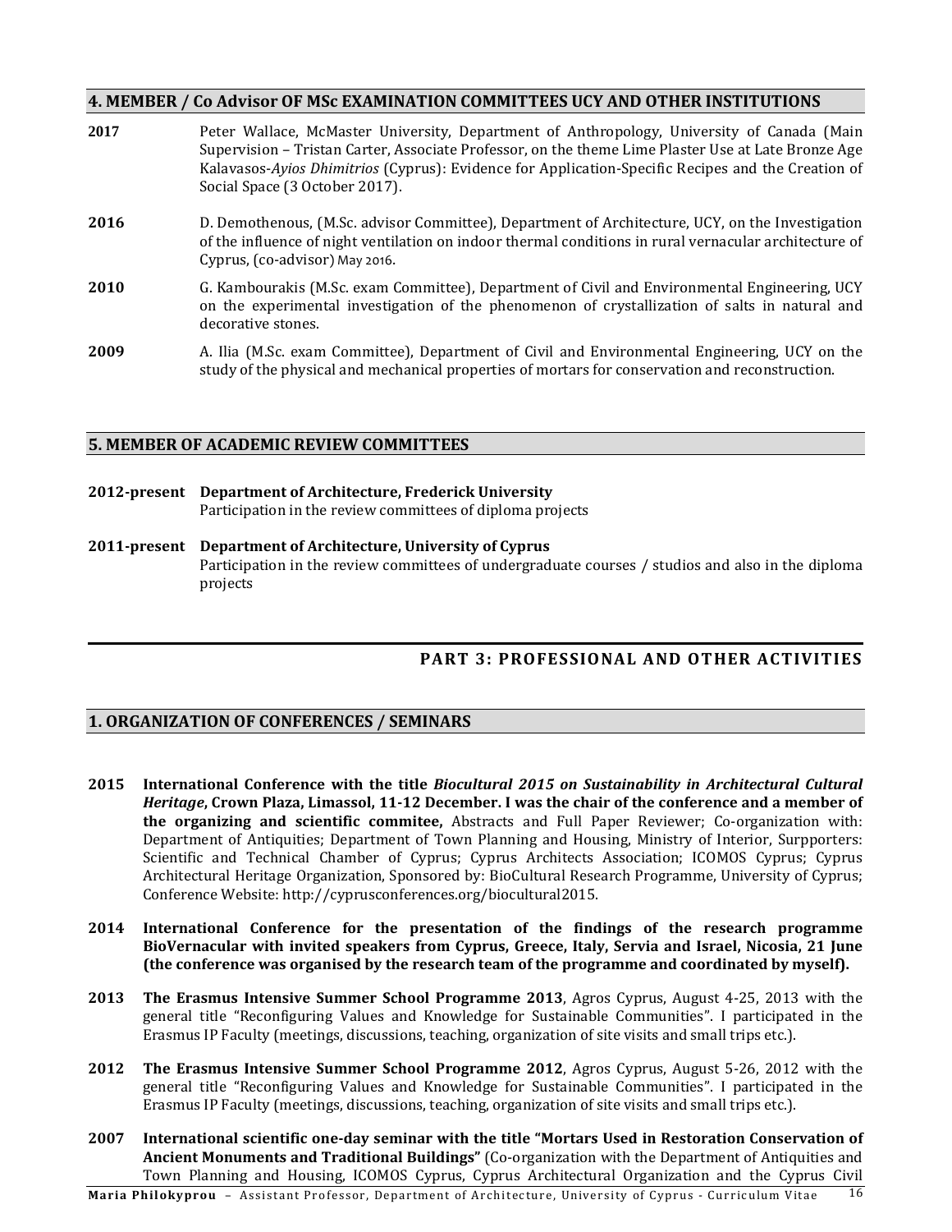## 4. MEMBER / Co Advisor OF MSc EXAMINATION COMMITTEES UCY AND OTHER INSTITUTIONS

**2017** Peter Wallace, McMaster University, Department of Anthropology, University of Canada (Main Supervision – Tristan Carter, Associate Professor, on the theme Lime Plaster Use at Late Bronze Age Kalavasos-*Ayios Dhimitrios* (Cyprus): Evidence for Application-Specific Recipes and the Creation of Social Space (3 October 2017).

**2016** D. Demothenous, (M.Sc. advisor Committee), Department of Architecture, UCY, on the Investigation of the influence of night ventilation on indoor thermal conditions in rural vernacular architecture of Cyprus, (co-advisor) May 2016.

**2010** G. Kambourakis (M.Sc. exam Committee), Department of Civil and Environmental Engineering, UCY on the experimental investigation of the phenomenon of crystallization of salts in natural and decorative stones.

**2009** A. Ilia (M.Sc. exam Committee), Department of Civil and Environmental Engineering, UCY on the study of the physical and mechanical properties of mortars for conservation and reconstruction.

## 5. MEMBER OF ACADEMIC REVIEW COMMITTEES

**2012-present Department of Architecture, Frederick University**
Participation in the review committees of diploma projects

**2011-present Department of Architecture, University of Cyprus**
Participation in the review committees of undergraduate courses / studios and also in the diploma projects

# PART 3: PROFESSIONAL AND OTHER ACTIVITIES

## 1. ORGANIZATION OF CONFERENCES / SEMINARS

**2015 International Conference with the title *Biocultural 2015 on Sustainability in Architectural Cultural Heritage*, Crown Plaza, Limassol, 11-12 December. I was the chair of the conference and a member of the organizing and scientific commitee,** Abstracts and Full Paper Reviewer; Co-organization with: Department of Antiquities; Department of Town Planning and Housing, Ministry of Interior, Surpporters: Scientific and Technical Chamber of Cyprus; Cyprus Architects Association; ICOMOS Cyprus; Cyprus Architectural Heritage Organization, Sponsored by: BioCultural Research Programme, University of Cyprus; Conference Website: http://cyprusconferences.org/biocultural2015.

**2014 International Conference for the presentation of the findings of the research programme BioVernacular with invited speakers from Cyprus, Greece, Italy, Servia and Israel, Nicosia, 21 June (the conference was organised by the research team of the programme and coordinated by myself).**

**2013 The Erasmus Intensive Summer School Programme 2013**, Agros Cyprus, August 4-25, 2013 with the general title "Reconfiguring Values and Knowledge for Sustainable Communities". I participated in the Erasmus IP Faculty (meetings, discussions, teaching, organization of site visits and small trips etc.).

**2012 The Erasmus Intensive Summer School Programme 2012**, Agros Cyprus, August 5-26, 2012 with the general title "Reconfiguring Values and Knowledge for Sustainable Communities". I participated in the Erasmus IP Faculty (meetings, discussions, teaching, organization of site visits and small trips etc.).

**2007 International scientific one-day seminar with the title "Mortars Used in Restoration Conservation of Ancient Monuments and Traditional Buildings"** (Co-organization with the Department of Antiquities and Town Planning and Housing, ICOMOS Cyprus, Cyprus Architectural Organization and the Cyprus Civil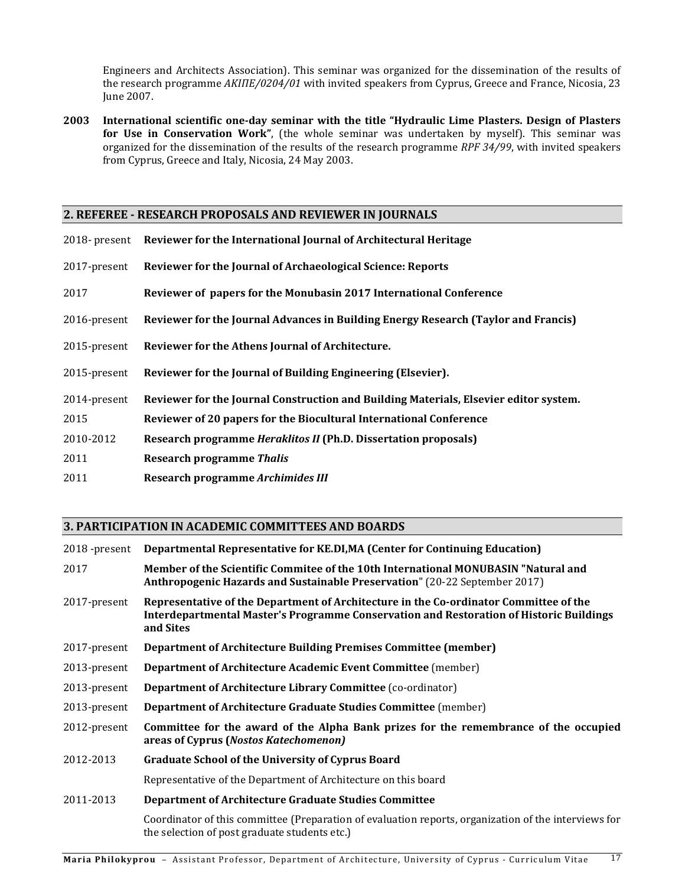Engineers and Architects Association). This seminar was organized for the dissemination of the results of the research programme *ΑΚΙΠΕ/0204/01* with invited speakers from Cyprus, Greece and France, Nicosia, 23 June 2007.

**2003** **International scientific one-day seminar with the title "Hydraulic Lime Plasters. Design of Plasters for Use in Conservation Work"**, (the whole seminar was undertaken by myself). This seminar was organized for the dissemination of the results of the research programme *RPF 34/99*, with invited speakers from Cyprus, Greece and Italy, Nicosia, 24 May 2003.

## 2. REFEREE - RESEARCH PROPOSALS AND REVIEWER IN JOURNALS

| | |
|---|---|
| 2018- present | **Reviewer for the International Journal of Architectural Heritage** |
| 2017-present | **Reviewer for the Journal of Archaeological Science: Reports** |
| 2017 | **Reviewer of papers for the Monubasin 2017 International Conference** |
| 2016-present | **Reviewer for the Journal Advances in Building Energy Research (Taylor and Francis)** |
| 2015-present | **Reviewer for the Athens Journal of Architecture.** |
| 2015-present | **Reviewer for the Journal of Building Engineering (Elsevier).** |
| 2014-present | **Reviewer for the Journal Construction and Building Materials, Elsevier editor system.** |
| 2015 | **Reviewer of 20 papers for the Biocultural International Conference** |
| 2010-2012 | **Research programme *Heraklitos II* (Ph.D. Dissertation proposals)** |
| 2011 | **Research programme *Thalis*** |
| 2011 | **Research programme *Archimides III*** |

## 3. PARTICIPATION IN ACADEMIC COMMITTEES AND BOARDS

| | |
|---|---|
| 2018 -present | **Departmental Representative for KE.DI,MA (Center for Continuing Education)** |
| 2017 | **Member of the Scientific Commitee of the 10th International MONUBASIN "Natural and Anthropogenic Hazards and Sustainable Preservation**" (20-22 September 2017) |
| 2017-present | **Representative of the Department of Architecture in the Co-ordinator Committee of the Interdepartmental Master's Programme Conservation and Restoration of Historic Buildings and Sites** |
| 2017-present | **Department of Architecture Building Premises Committee (member)** |
| 2013-present | **Department of Architecture Academic Event Committee** (member) |
| 2013-present | **Department of Architecture Library Committee** (co-ordinator) |
| 2013-present | **Department of Architecture Graduate Studies Committee** (member) |
| 2012-present | **Committee for the award of the Alpha Bank prizes for the remembrance of the occupied areas of Cyprus (*Nostos Katechomenon)*** |
| 2012-2013 | **Graduate School of the University of Cyprus Board**<br>Representative of the Department of Architecture on this board |
| 2011-2013 | **Department of Architecture Graduate Studies Committee**<br>Coordinator of this committee (Preparation of evaluation reports, organization of the interviews for the selection of post graduate students etc.) |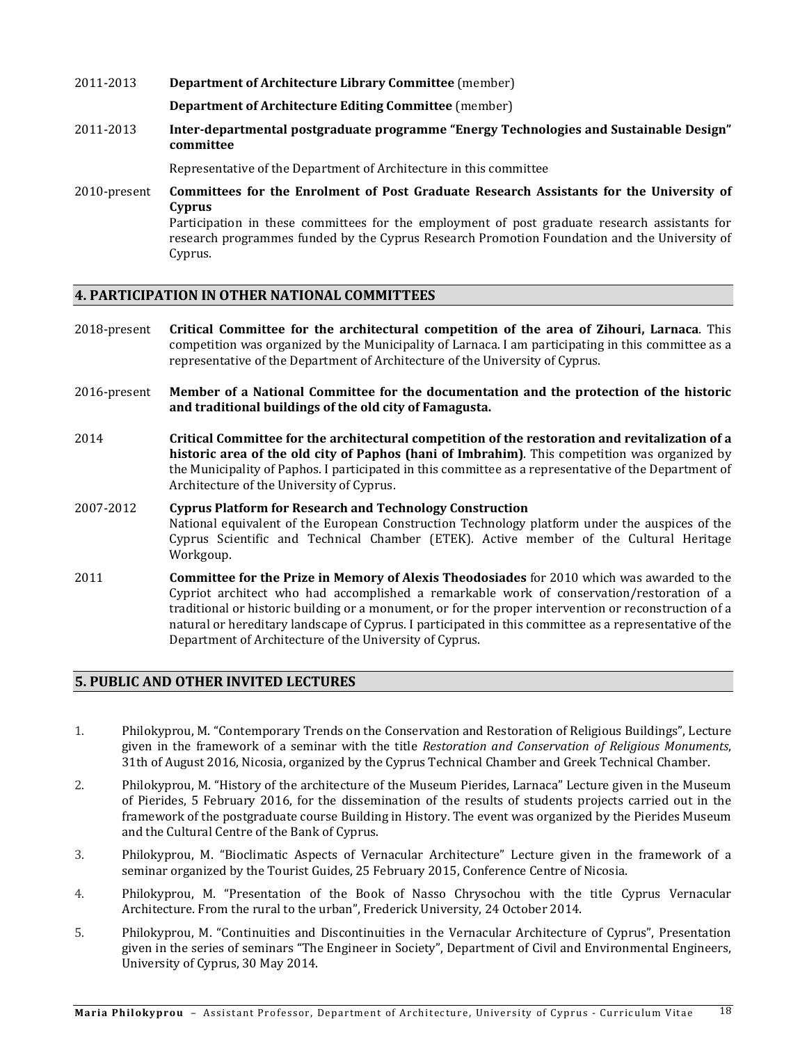2011-2013 **Department of Architecture Library Committee** (member)

**Department of Architecture Editing Committee** (member)

2011-2013 **Inter-departmental postgraduate programme "Energy Technologies and Sustainable Design" committee**

Representative of the Department of Architecture in this committee

2010-present **Committees for the Enrolment of Post Graduate Research Assistants for the University of Cyprus**
Participation in these committees for the employment of post graduate research assistants for research programmes funded by the Cyprus Research Promotion Foundation and the University of Cyprus.

## 4. PARTICIPATION IN OTHER NATIONAL COMMITTEES

2018-present **Critical Committee for the architectural competition of the area of Zihouri, Larnaca**. This competition was organized by the Municipality of Larnaca. I am participating in this committee as a representative of the Department of Architecture of the University of Cyprus.

2016-present **Member of a National Committee for the documentation and the protection of the historic and traditional buildings of the old city of Famagusta.**

2014 **Critical Committee for the architectural competition of the restoration and revitalization of a historic area of the old city of Paphos (hani of Imbrahim)**. This competition was organized by the Municipality of Paphos. I participated in this committee as a representative of the Department of Architecture of the University of Cyprus.

2007-2012 **Cyprus Platform for Research and Technology Construction**
National equivalent of the European Construction Technology platform under the auspices of the Cyprus Scientific and Technical Chamber (ETEK). Active member of the Cultural Heritage Workgoup.

2011 **Committee for the Prize in Memory of Alexis Theodosiades** for 2010 which was awarded to the Cypriot architect who had accomplished a remarkable work of conservation/restoration of a traditional or historic building or a monument, or for the proper intervention or reconstruction of a natural or hereditary landscape of Cyprus. I participated in this committee as a representative of the Department of Architecture of the University of Cyprus.

## 5. PUBLIC AND OTHER INVITED LECTURES

1. Philokyprou, M. "Contemporary Trends on the Conservation and Restoration of Religious Buildings", Lecture given in the framework of a seminar with the title *Restoration and Conservation of Religious Monuments*, 31th of August 2016, Nicosia, organized by the Cyprus Technical Chamber and Greek Technical Chamber.
2. Philokyprou, M. "History of the architecture of the Museum Pierides, Larnaca" Lecture given in the Museum of Pierides, 5 February 2016, for the dissemination of the results of students projects carried out in the framework of the postgraduate course Building in History. The event was organized by the Pierides Museum and the Cultural Centre of the Bank of Cyprus.
3. Philokyprou, M. "Bioclimatic Aspects of Vernacular Architecture" Lecture given in the framework of a seminar organized by the Tourist Guides, 25 February 2015, Conference Centre of Nicosia.
4. Philokyprou, M. "Presentation of the Book of Nasso Chrysochou with the title Cyprus Vernacular Architecture. From the rural to the urban", Frederick University, 24 October 2014.
5. Philokyprou, M. "Continuities and Discontinuities in the Vernacular Architecture of Cyprus", Presentation given in the series of seminars "The Engineer in Society", Department of Civil and Environmental Engineers, University of Cyprus, 30 May 2014.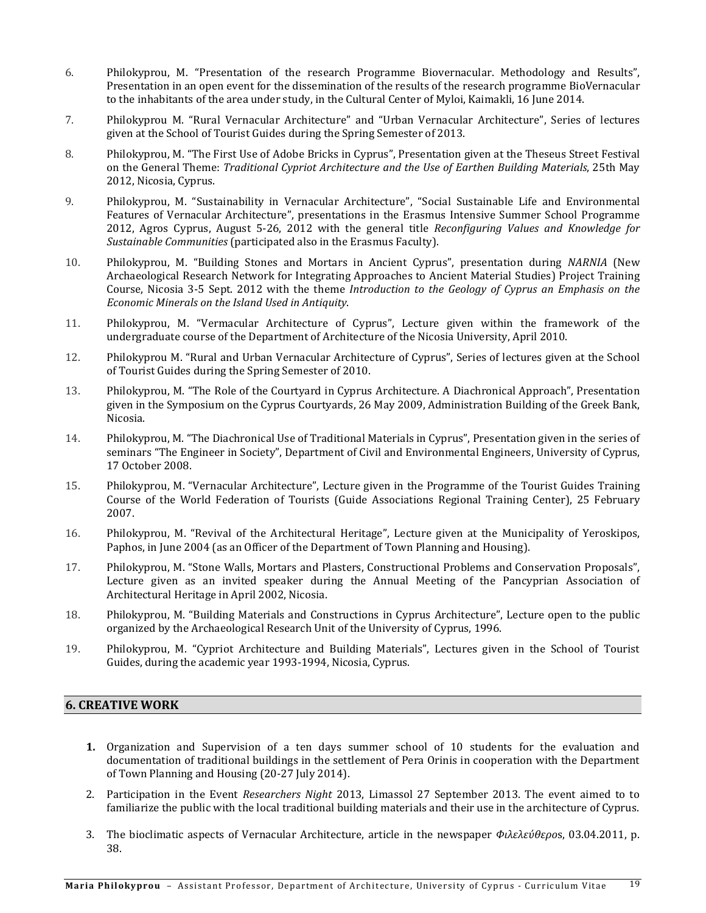6. Philokyprou, M. "Presentation of the research Programme Biovernacular. Methodology and Results", Presentation in an open event for the dissemination of the results of the research programme BioVernacular to the inhabitants of the area under study, in the Cultural Center of Myloi, Kaimakli, 16 June 2014.

7. Philokyprou M. "Rural Vernacular Architecture" and "Urban Vernacular Architecture", Series of lectures given at the School of Tourist Guides during the Spring Semester of 2013.

8. Philokyprou, M. "The First Use of Adobe Bricks in Cyprus", Presentation given at the Theseus Street Festival on the General Theme: *Traditional Cypriot Architecture and the Use of Earthen Building Materials*, 25th May 2012, Nicosia, Cyprus.

9. Philokyprou, M. "Sustainability in Vernacular Architecture", "Social Sustainable Life and Environmental Features of Vernacular Architecture", presentations in the Erasmus Intensive Summer School Programme 2012, Agros Cyprus, August 5-26, 2012 with the general title *Reconfiguring Values and Knowledge for Sustainable Communities* (participated also in the Erasmus Faculty).

10. Philokyprou, M. "Building Stones and Mortars in Ancient Cyprus", presentation during *NARNIA* (New Archaeological Research Network for Integrating Approaches to Ancient Material Studies) Project Training Course, Nicosia 3-5 Sept. 2012 with the theme *Introduction to the Geology of Cyprus an Emphasis on the Economic Minerals on the Island Used in Antiquity*.

11. Philokyprou, M. "Vermacular Architecture of Cyprus", Lecture given within the framework of the undergraduate course of the Department of Architecture of the Nicosia University, April 2010.

12. Philokyprou M. "Rural and Urban Vernacular Architecture of Cyprus", Series of lectures given at the School of Tourist Guides during the Spring Semester of 2010.

13. Philokyprou, M. "The Role of the Courtyard in Cyprus Architecture. A Diachronical Approach", Presentation given in the Symposium on the Cyprus Courtyards, 26 May 2009, Administration Building of the Greek Bank, Nicosia.

14. Philokyprou, M. "The Diachronical Use of Traditional Materials in Cyprus", Presentation given in the series of seminars "The Engineer in Society", Department of Civil and Environmental Engineers, University of Cyprus, 17 October 2008.

15. Philokyprou, M. "Vernacular Architecture", Lecture given in the Programme of the Tourist Guides Training Course of the World Federation of Tourists (Guide Associations Regional Training Center), 25 February 2007.

16. Philokyprou, M. "Revival of the Architectural Heritage", Lecture given at the Municipality of Yeroskipos, Paphos, in June 2004 (as an Officer of the Department of Town Planning and Housing).

17. Philokyprou, M. "Stone Walls, Mortars and Plasters, Constructional Problems and Conservation Proposals", Lecture given as an invited speaker during the Annual Meeting of the Pancyprian Association of Architectural Heritage in April 2002, Nicosia.

18. Philokyprou, M. "Building Materials and Constructions in Cyprus Architecture", Lecture open to the public organized by the Archaeological Research Unit of the University of Cyprus, 1996.

19. Philokyprou, M. "Cypriot Architecture and Building Materials", Lectures given in the School of Tourist Guides, during the academic year 1993-1994, Nicosia, Cyprus.

## 6. CREATIVE WORK

1. Organization and Supervision of a ten days summer school of 10 students for the evaluation and documentation of traditional buildings in the settlement of Pera Orinis in cooperation with the Department of Town Planning and Housing (20-27 July 2014).

2. Participation in the Event *Researchers Night* 2013, Limassol 27 September 2013. The event aimed to to familiarize the public with the local traditional building materials and their use in the architecture of Cyprus.

3. The bioclimatic aspects of Vernacular Architecture, article in the newspaper *Φιλελεύθερο*ς, 03.04.2011, p. 38.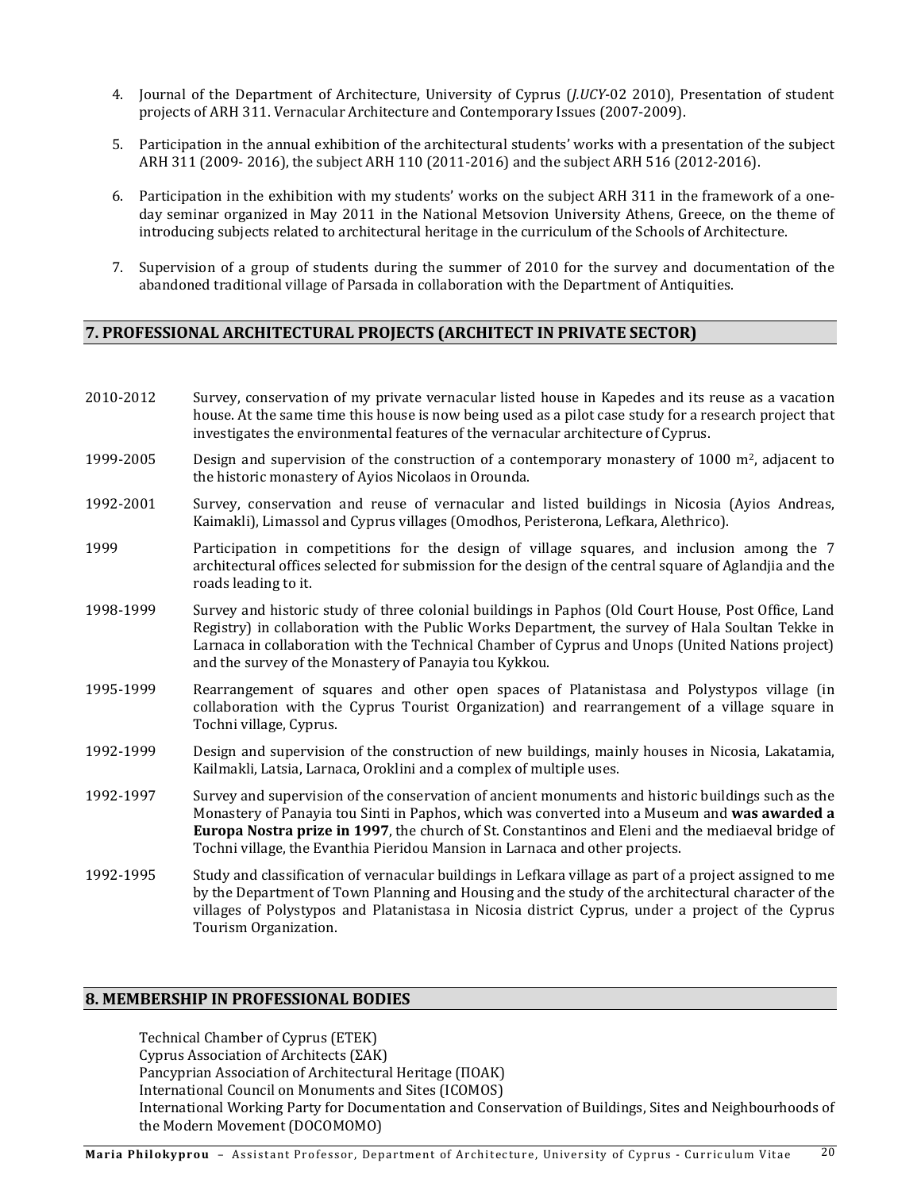4. Journal of the Department of Architecture, University of Cyprus (*J.UCY*-02 2010), Presentation of student projects of ARH 311. Vernacular Architecture and Contemporary Issues (2007-2009).

5. Participation in the annual exhibition of the architectural students' works with a presentation of the subject ARH 311 (2009- 2016), the subject ARH 110 (2011-2016) and the subject ARH 516 (2012-2016).

6. Participation in the exhibition with my students' works on the subject ARH 311 in the framework of a one-day seminar organized in May 2011 in the National Metsovion University Athens, Greece, on the theme of introducing subjects related to architectural heritage in the curriculum of the Schools of Architecture.

7. Supervision of a group of students during the summer of 2010 for the survey and documentation of the abandoned traditional village of Parsada in collaboration with the Department of Antiquities.

## 7. PROFESSIONAL ARCHITECTURAL PROJECTS (ARCHITECT IN PRIVATE SECTOR)

| | |
|---|---|
| 2010-2012 | Survey, conservation of my private vernacular listed house in Kapedes and its reuse as a vacation house. At the same time this house is now being used as a pilot case study for a research project that investigates the environmental features of the vernacular architecture of Cyprus. |
| 1999-2005 | Design and supervision of the construction of a contemporary monastery of 1000 $m^2$, adjacent to the historic monastery of Ayios Nicolaos in Orounda. |
| 1992-2001 | Survey, conservation and reuse of vernacular and listed buildings in Nicosia (Ayios Andreas, Kaimakli), Limassol and Cyprus villages (Omodhos, Peristerona, Lefkara, Alethrico). |
| 1999 | Participation in competitions for the design of village squares, and inclusion among the 7 architectural offices selected for submission for the design of the central square of Aglandjia and the roads leading to it. |
| 1998-1999 | Survey and historic study of three colonial buildings in Paphos (Old Court House, Post Office, Land Registry) in collaboration with the Public Works Department, the survey of Hala Soultan Tekke in Larnaca in collaboration with the Technical Chamber of Cyprus and Unops (United Nations project) and the survey of the Monastery of Panayia tou Kykkou. |
| 1995-1999 | Rearrangement of squares and other open spaces of Platanistasa and Polystypos village (in collaboration with the Cyprus Tourist Organization) and rearrangement of a village square in Tochni village, Cyprus. |
| 1992-1999 | Design and supervision of the construction of new buildings, mainly houses in Nicosia, Lakatamia, Kailmakli, Latsia, Larnaca, Oroklini and a complex of multiple uses. |
| 1992-1997 | Survey and supervision of the conservation of ancient monuments and historic buildings such as the Monastery of Panayia tou Sinti in Paphos, which was converted into a Museum and **was awarded a Europa Nostra prize in 1997**, the church of St. Constantinos and Eleni and the mediaeval bridge of Tochni village, the Evanthia Pieridou Mansion in Larnaca and other projects. |
| 1992-1995 | Study and classification of vernacular buildings in Lefkara village as part of a project assigned to me by the Department of Town Planning and Housing and the study of the architectural character of the villages of Polystypos and Platanistasa in Nicosia district Cyprus, under a project of the Cyprus Tourism Organization. |

## 8. MEMBERSHIP IN PROFESSIONAL BODIES

Technical Chamber of Cyprus (ETEK)
Cyprus Association of Architects (ΣΑΚ)
Pancyprian Association of Architectural Heritage (ΠΟΑΚ)
International Council on Monuments and Sites (ICOMOS)
International Working Party for Documentation and Conservation of Buildings, Sites and Neighbourhoods of the Modern Movement (DOCOMOMO)